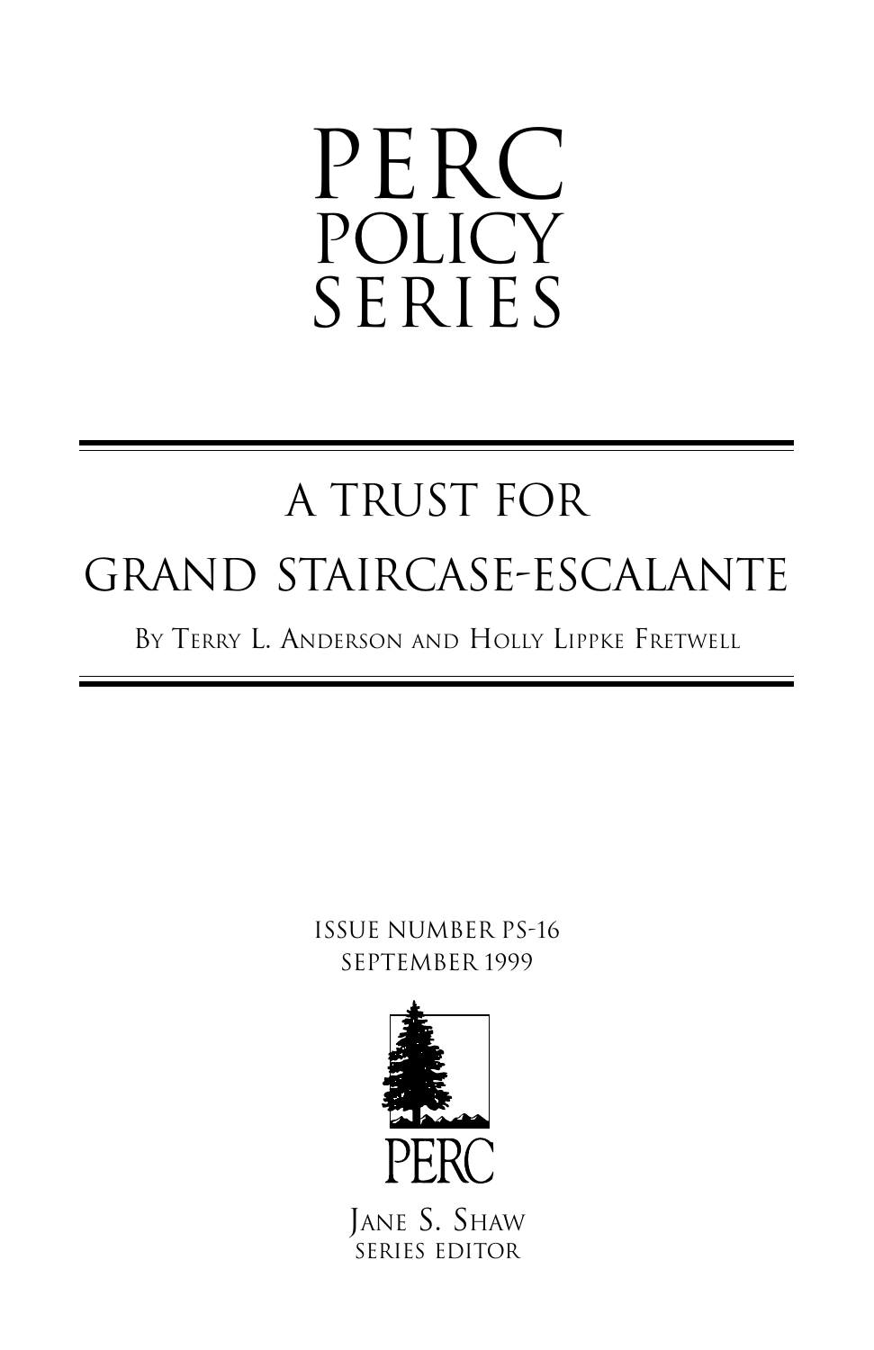# PERC POLICY SERIES

## A TRUST FOR GRAND STAIRCASE-ESCALANTE

By Terry L. Anderson and Holly Lippke Fretwell

ISSUE NUMBER PS-16
SEPTEMBER 1999

PERC

Jane S. Shaw
SERIES EDITOR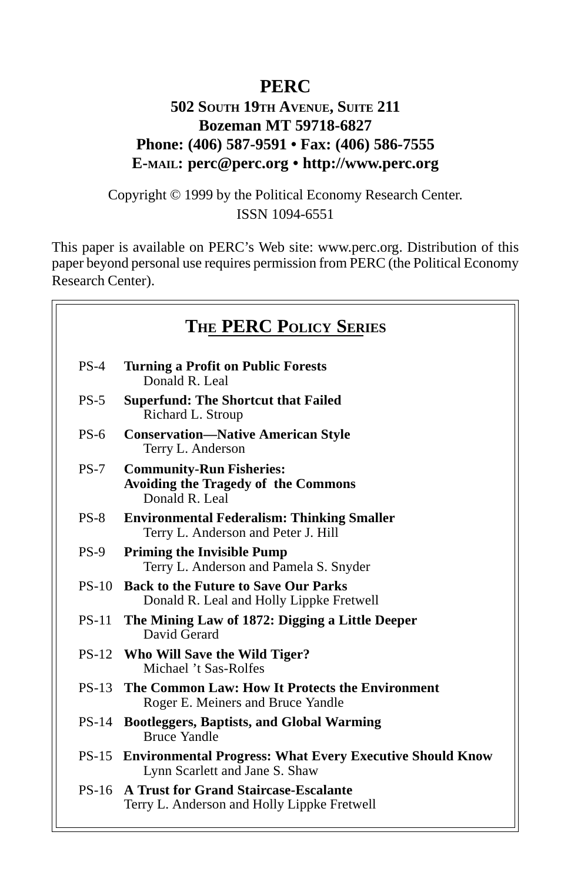**PERC**

**502 South 19th Avenue, Suite 211**
**Bozeman MT 59718-6827**
**Phone: (406) 587-9591 • Fax: (406) 586-7555**
**E-mail: perc@perc.org • http://www.perc.org**

Copyright © 1999 by the Political Economy Research Center.
ISSN 1094-6551

This paper is available on PERC's Web site: www.perc.org. Distribution of this paper beyond personal use requires permission from PERC (the Political Economy Research Center).

## The PERC Policy Series

PS-4 **Turning a Profit on Public Forests**
Donald R. Leal

PS-5 **Superfund: The Shortcut that Failed**
Richard L. Stroup

PS-6 **Conservation—Native American Style**
Terry L. Anderson

PS-7 **Community-Run Fisheries: Avoiding the Tragedy of the Commons**
Donald R. Leal

PS-8 **Environmental Federalism: Thinking Smaller**
Terry L. Anderson and Peter J. Hill

PS-9 **Priming the Invisible Pump**
Terry L. Anderson and Pamela S. Snyder

PS-10 **Back to the Future to Save Our Parks**
Donald R. Leal and Holly Lippke Fretwell

PS-11 **The Mining Law of 1872: Digging a Little Deeper**
David Gerard

PS-12 **Who Will Save the Wild Tiger?**
Michael 't Sas-Rolfes

PS-13 **The Common Law: How It Protects the Environment**
Roger E. Meiners and Bruce Yandle

PS-14 **Bootleggers, Baptists, and Global Warming**
Bruce Yandle

PS-15 **Environmental Progress: What Every Executive Should Know**
Lynn Scarlett and Jane S. Shaw

PS-16 **A Trust for Grand Staircase-Escalante**
Terry L. Anderson and Holly Lippke Fretwell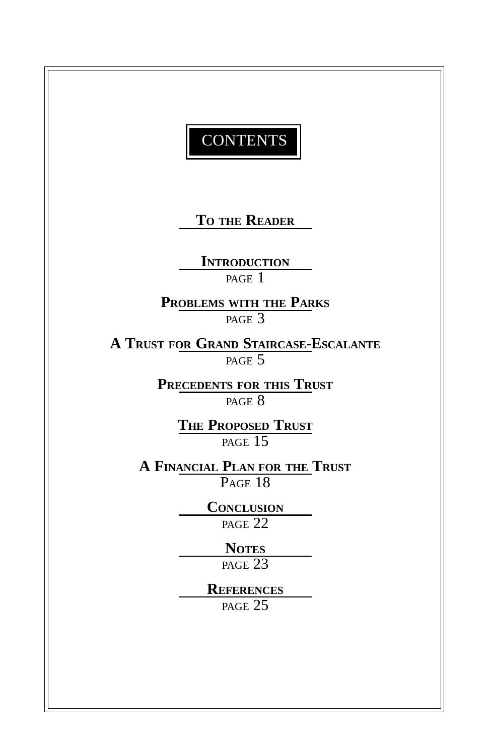# CONTENTS

**To the Reader**

**Introduction**
page 1

**Problems with the Parks**
page 3

**A Trust for Grand Staircase-Escalante**
page 5

**Precedents for this Trust**
page 8

**The Proposed Trust**
page 15

**A Financial Plan for the Trust**
Page 18

**Conclusion**
page 22

**Notes**
page 23

**References**
page 25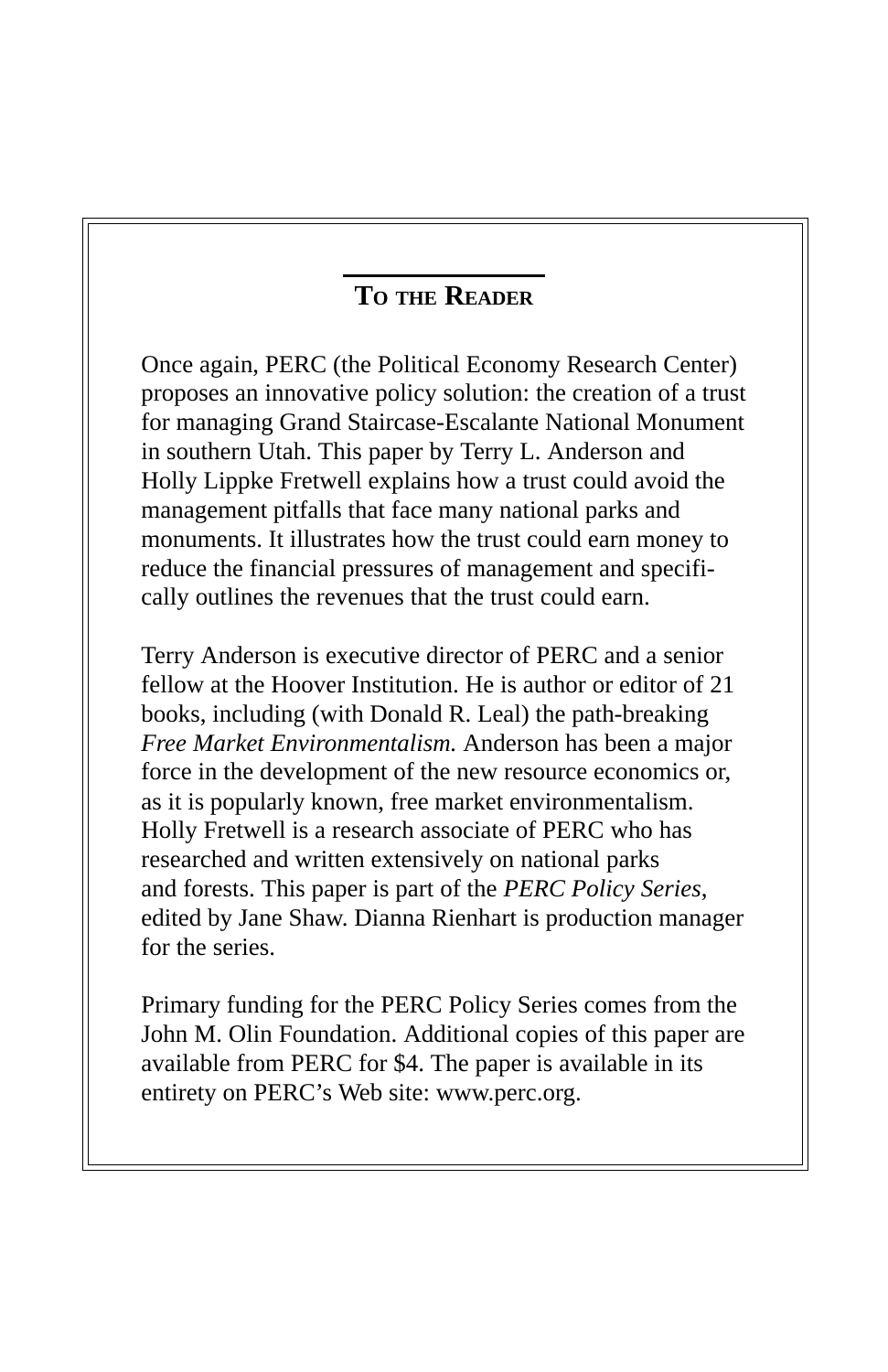## To the Reader

Once again, PERC (the Political Economy Research Center) proposes an innovative policy solution: the creation of a trust for managing Grand Staircase-Escalante National Monument in southern Utah. This paper by Terry L. Anderson and Holly Lippke Fretwell explains how a trust could avoid the management pitfalls that face many national parks and monuments. It illustrates how the trust could earn money to reduce the financial pressures of management and specifically outlines the revenues that the trust could earn.

Terry Anderson is executive director of PERC and a senior fellow at the Hoover Institution. He is author or editor of 21 books, including (with Donald R. Leal) the path-breaking *Free Market Environmentalism.* Anderson has been a major force in the development of the new resource economics or, as it is popularly known, free market environmentalism. Holly Fretwell is a research associate of PERC who has researched and written extensively on national parks and forests. This paper is part of the *PERC Policy Series*, edited by Jane Shaw. Dianna Rienhart is production manager for the series.

Primary funding for the PERC Policy Series comes from the John M. Olin Foundation. Additional copies of this paper are available from PERC for $4. The paper is available in its entirety on PERC's Web site: www.perc.org.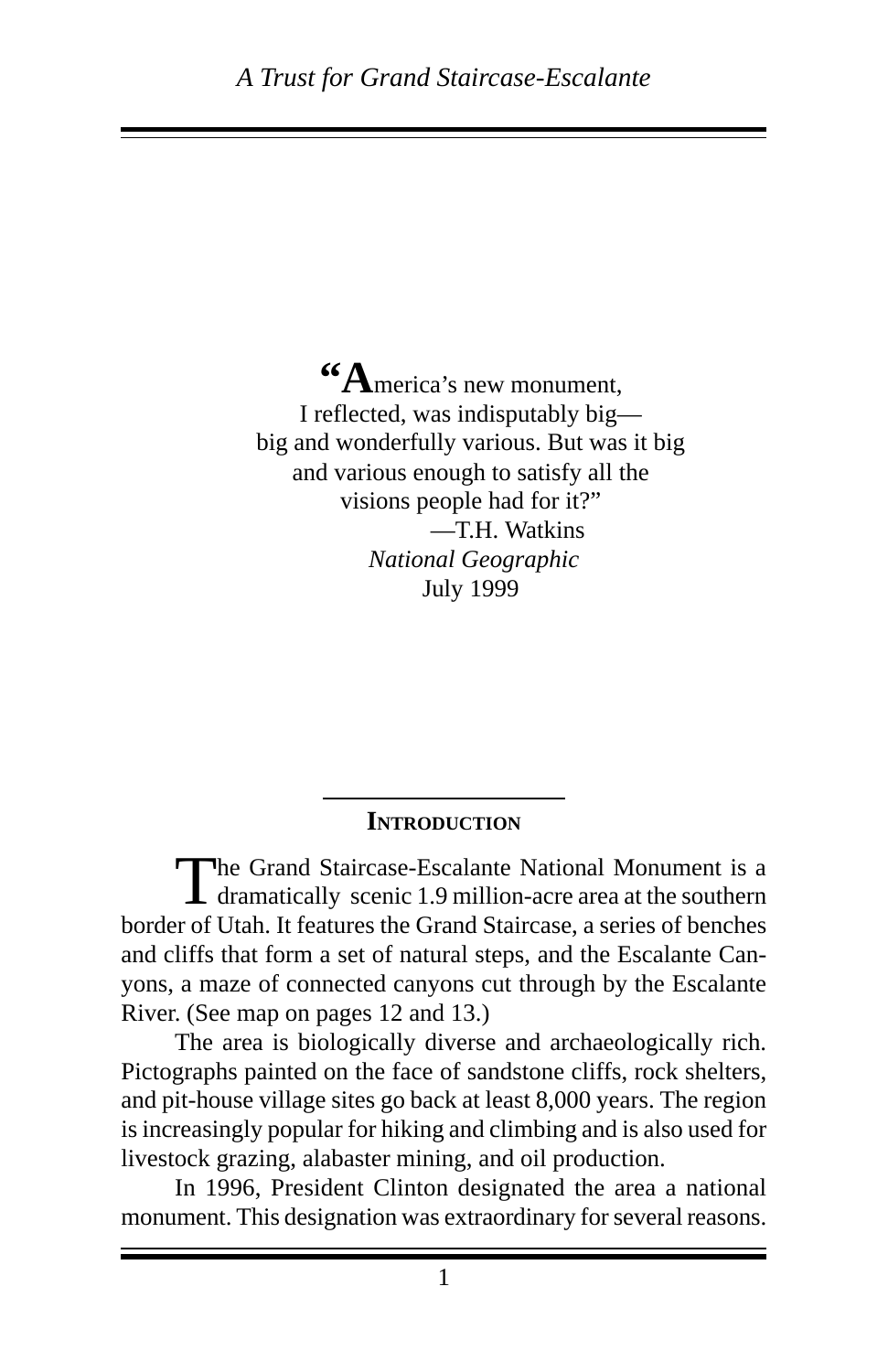"America's new monument,
I reflected, was indisputably big—
big and wonderfully various. But was it big
and various enough to satisfy all the
visions people had for it?"
—T.H. Watkins
*National Geographic*
July 1999

## Introduction

The Grand Staircase-Escalante National Monument is a dramatically scenic 1.9 million-acre area at the southern border of Utah. It features the Grand Staircase, a series of benches and cliffs that form a set of natural steps, and the Escalante Canyons, a maze of connected canyons cut through by the Escalante River. (See map on pages 12 and 13.)

The area is biologically diverse and archaeologically rich. Pictographs painted on the face of sandstone cliffs, rock shelters, and pit-house village sites go back at least 8,000 years. The region is increasingly popular for hiking and climbing and is also used for livestock grazing, alabaster mining, and oil production.

In 1996, President Clinton designated the area a national monument. This designation was extraordinary for several reasons.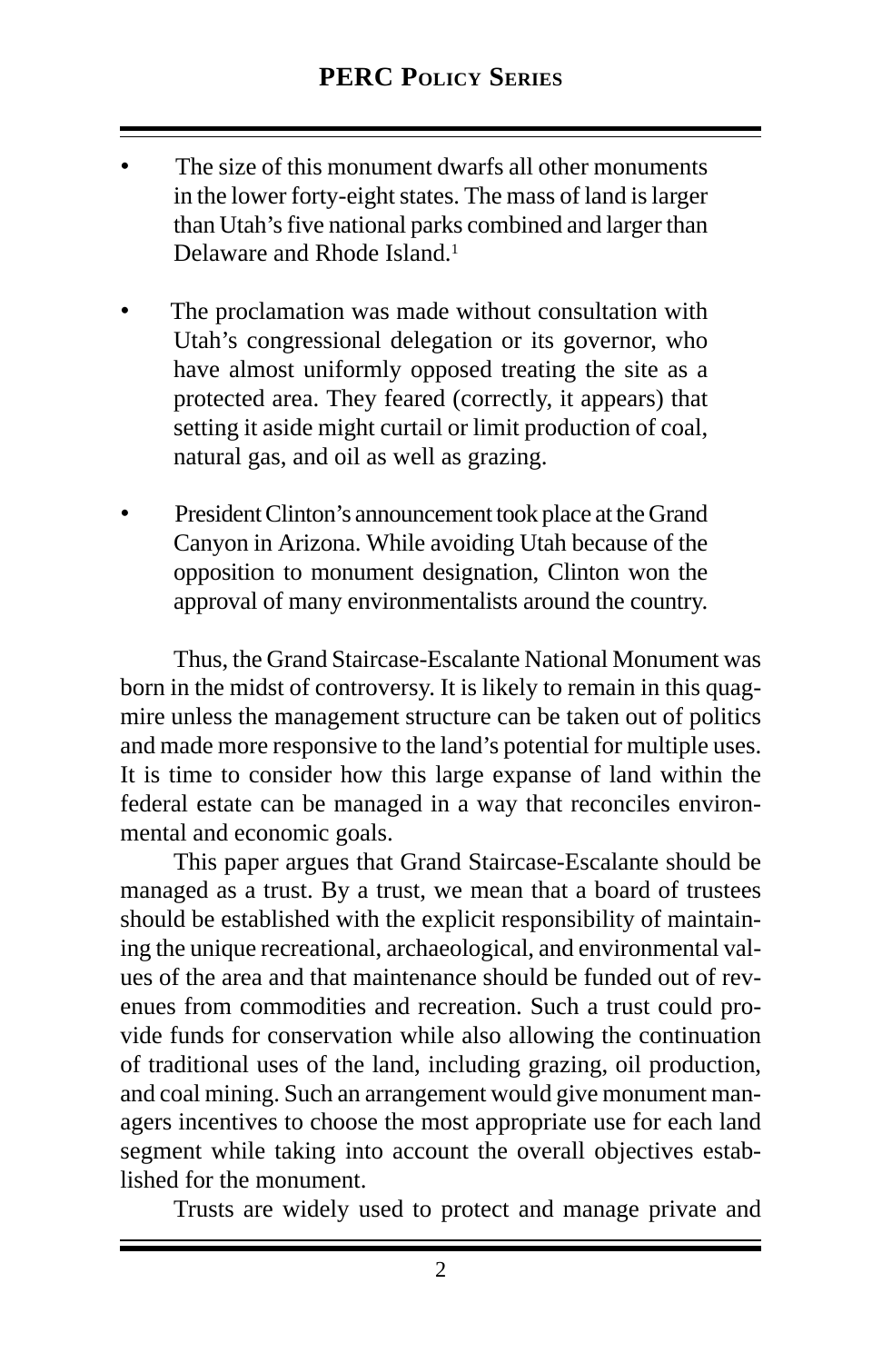- The size of this monument dwarfs all other monuments in the lower forty-eight states. The mass of land is larger than Utah's five national parks combined and larger than Delaware and Rhode Island.[1]

- The proclamation was made without consultation with Utah's congressional delegation or its governor, who have almost uniformly opposed treating the site as a protected area. They feared (correctly, it appears) that setting it aside might curtail or limit production of coal, natural gas, and oil as well as grazing.

- President Clinton's announcement took place at the Grand Canyon in Arizona. While avoiding Utah because of the opposition to monument designation, Clinton won the approval of many environmentalists around the country.

Thus, the Grand Staircase-Escalante National Monument was born in the midst of controversy. It is likely to remain in this quagmire unless the management structure can be taken out of politics and made more responsive to the land's potential for multiple uses. It is time to consider how this large expanse of land within the federal estate can be managed in a way that reconciles environmental and economic goals.

This paper argues that Grand Staircase-Escalante should be managed as a trust. By a trust, we mean that a board of trustees should be established with the explicit responsibility of maintaining the unique recreational, archaeological, and environmental values of the area and that maintenance should be funded out of revenues from commodities and recreation. Such a trust could provide funds for conservation while also allowing the continuation of traditional uses of the land, including grazing, oil production, and coal mining. Such an arrangement would give monument managers incentives to choose the most appropriate use for each land segment while taking into account the overall objectives established for the monument.

Trusts are widely used to protect and manage private and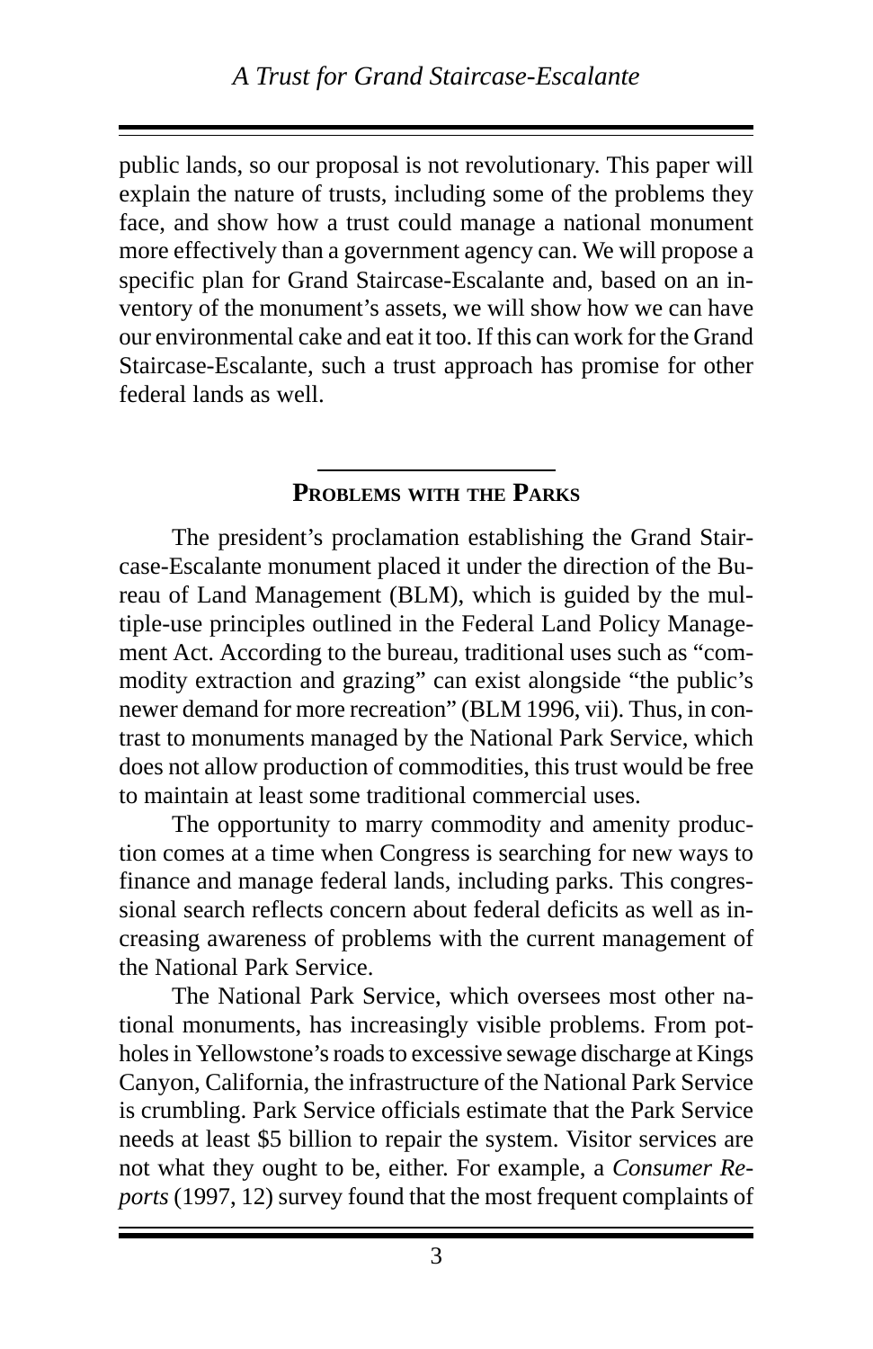public lands, so our proposal is not revolutionary. This paper will explain the nature of trusts, including some of the problems they face, and show how a trust could manage a national monument more effectively than a government agency can. We will propose a specific plan for Grand Staircase-Escalante and, based on an inventory of the monument's assets, we will show how we can have our environmental cake and eat it too. If this can work for the Grand Staircase-Escalante, such a trust approach has promise for other federal lands as well.

## Problems with the Parks

The president's proclamation establishing the Grand Staircase-Escalante monument placed it under the direction of the Bureau of Land Management (BLM), which is guided by the multiple-use principles outlined in the Federal Land Policy Management Act. According to the bureau, traditional uses such as "commodity extraction and grazing" can exist alongside "the public's newer demand for more recreation" (BLM 1996, vii). Thus, in contrast to monuments managed by the National Park Service, which does not allow production of commodities, this trust would be free to maintain at least some traditional commercial uses.

The opportunity to marry commodity and amenity production comes at a time when Congress is searching for new ways to finance and manage federal lands, including parks. This congressional search reflects concern about federal deficits as well as increasing awareness of problems with the current management of the National Park Service.

The National Park Service, which oversees most other national monuments, has increasingly visible problems. From potholes in Yellowstone's roads to excessive sewage discharge at Kings Canyon, California, the infrastructure of the National Park Service is crumbling. Park Service officials estimate that the Park Service needs at least $5 billion to repair the system. Visitor services are not what they ought to be, either. For example, a *Consumer Reports* (1997, 12) survey found that the most frequent complaints of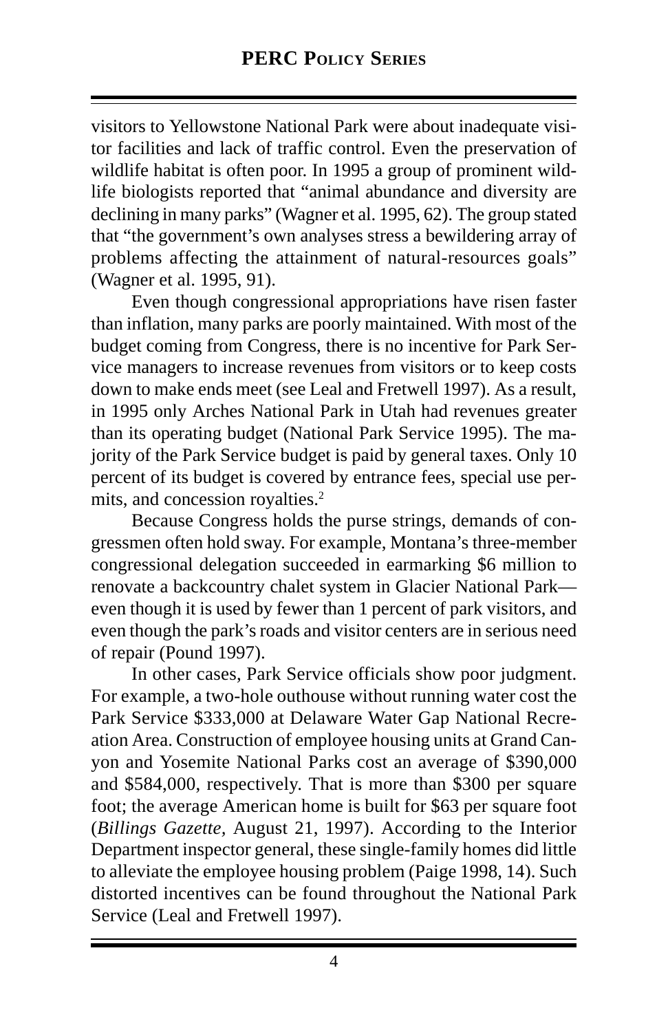visitors to Yellowstone National Park were about inadequate visitor facilities and lack of traffic control. Even the preservation of wildlife habitat is often poor. In 1995 a group of prominent wildlife biologists reported that "animal abundance and diversity are declining in many parks" (Wagner et al. 1995, 62). The group stated that "the government's own analyses stress a bewildering array of problems affecting the attainment of natural-resources goals" (Wagner et al. 1995, 91).

Even though congressional appropriations have risen faster than inflation, many parks are poorly maintained. With most of the budget coming from Congress, there is no incentive for Park Service managers to increase revenues from visitors or to keep costs down to make ends meet (see Leal and Fretwell 1997). As a result, in 1995 only Arches National Park in Utah had revenues greater than its operating budget (National Park Service 1995). The majority of the Park Service budget is paid by general taxes. Only 10 percent of its budget is covered by entrance fees, special use permits, and concession royalties.[2]

Because Congress holds the purse strings, demands of congressmen often hold sway. For example, Montana's three-member congressional delegation succeeded in earmarking $6 million to renovate a backcountry chalet system in Glacier National Park—even though it is used by fewer than 1 percent of park visitors, and even though the park's roads and visitor centers are in serious need of repair (Pound 1997).

In other cases, Park Service officials show poor judgment. For example, a two-hole outhouse without running water cost the Park Service $333,000 at Delaware Water Gap National Recreation Area. Construction of employee housing units at Grand Canyon and Yosemite National Parks cost an average of $390,000 and $584,000, respectively. That is more than $300 per square foot; the average American home is built for $63 per square foot (*Billings Gazette*, August 21, 1997). According to the Interior Department inspector general, these single-family homes did little to alleviate the employee housing problem (Paige 1998, 14). Such distorted incentives can be found throughout the National Park Service (Leal and Fretwell 1997).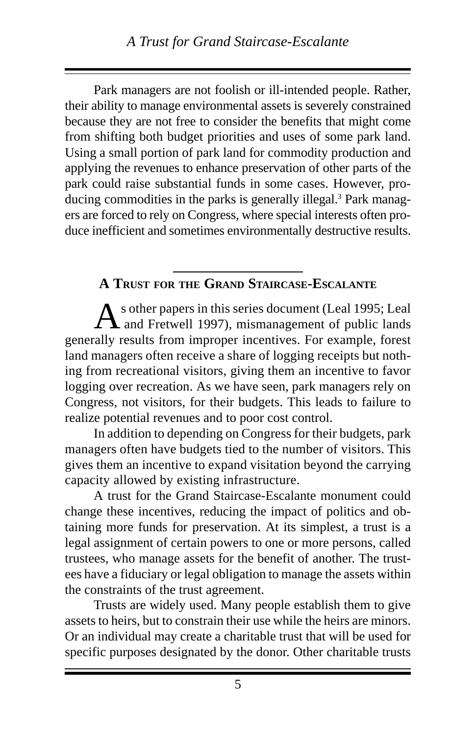Park managers are not foolish or ill-intended people. Rather, their ability to manage environmental assets is severely constrained because they are not free to consider the benefits that might come from shifting both budget priorities and uses of some park land. Using a small portion of park land for commodity production and applying the revenues to enhance preservation of other parts of the park could raise substantial funds in some cases. However, producing commodities in the parks is generally illegal.[3] Park managers are forced to rely on Congress, where special interests often produce inefficient and sometimes environmentally destructive results.

## A Trust for the Grand Staircase-Escalante

As other papers in this series document (Leal 1995; Leal and Fretwell 1997), mismanagement of public lands generally results from improper incentives. For example, forest land managers often receive a share of logging receipts but nothing from recreational visitors, giving them an incentive to favor logging over recreation. As we have seen, park managers rely on Congress, not visitors, for their budgets. This leads to failure to realize potential revenues and to poor cost control.

In addition to depending on Congress for their budgets, park managers often have budgets tied to the number of visitors. This gives them an incentive to expand visitation beyond the carrying capacity allowed by existing infrastructure.

A trust for the Grand Staircase-Escalante monument could change these incentives, reducing the impact of politics and obtaining more funds for preservation. At its simplest, a trust is a legal assignment of certain powers to one or more persons, called trustees, who manage assets for the benefit of another. The trustees have a fiduciary or legal obligation to manage the assets within the constraints of the trust agreement.

Trusts are widely used. Many people establish them to give assets to heirs, but to constrain their use while the heirs are minors. Or an individual may create a charitable trust that will be used for specific purposes designated by the donor. Other charitable trusts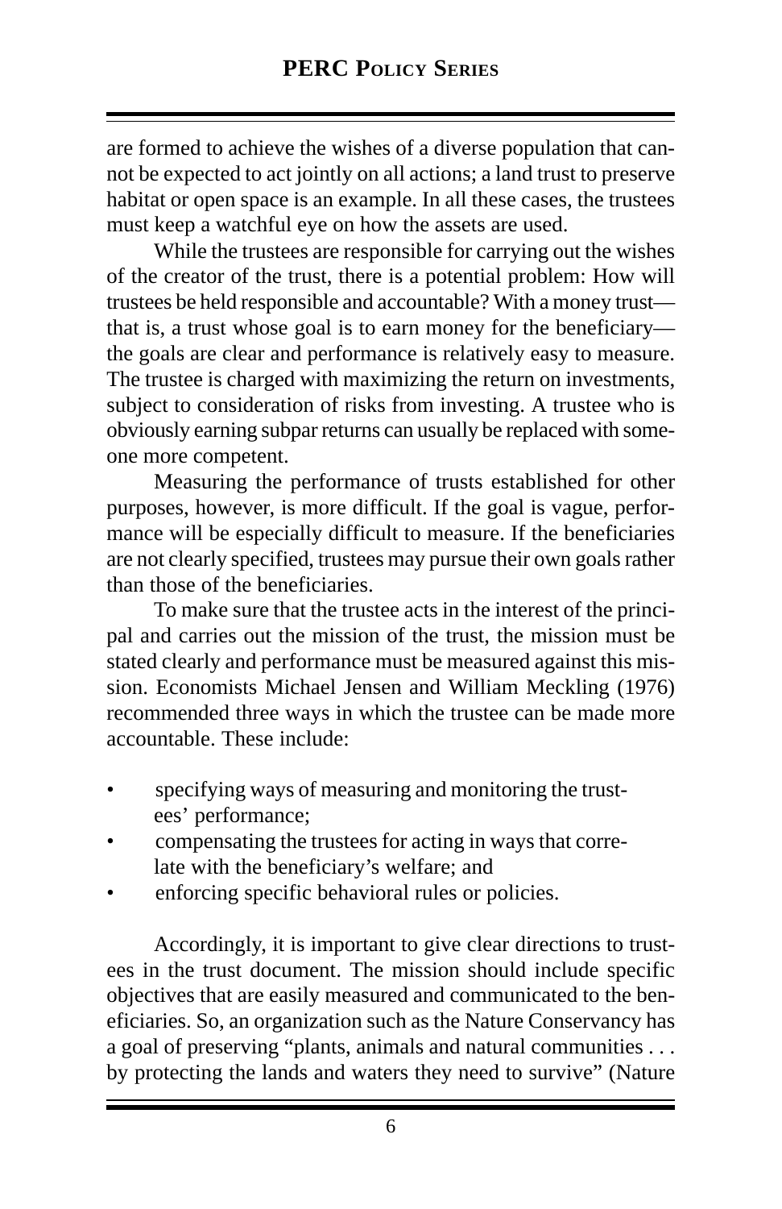are formed to achieve the wishes of a diverse population that cannot be expected to act jointly on all actions; a land trust to preserve habitat or open space is an example. In all these cases, the trustees must keep a watchful eye on how the assets are used.

While the trustees are responsible for carrying out the wishes of the creator of the trust, there is a potential problem: How will trustees be held responsible and accountable? With a money trust—that is, a trust whose goal is to earn money for the beneficiary—the goals are clear and performance is relatively easy to measure. The trustee is charged with maximizing the return on investments, subject to consideration of risks from investing. A trustee who is obviously earning subpar returns can usually be replaced with someone more competent.

Measuring the performance of trusts established for other purposes, however, is more difficult. If the goal is vague, performance will be especially difficult to measure. If the beneficiaries are not clearly specified, trustees may pursue their own goals rather than those of the beneficiaries.

To make sure that the trustee acts in the interest of the principal and carries out the mission of the trust, the mission must be stated clearly and performance must be measured against this mission. Economists Michael Jensen and William Meckling (1976) recommended three ways in which the trustee can be made more accountable. These include:

- specifying ways of measuring and monitoring the trustees' performance;
- compensating the trustees for acting in ways that correlate with the beneficiary's welfare; and
- enforcing specific behavioral rules or policies.

Accordingly, it is important to give clear directions to trustees in the trust document. The mission should include specific objectives that are easily measured and communicated to the beneficiaries. So, an organization such as the Nature Conservancy has a goal of preserving "plants, animals and natural communities . . . by protecting the lands and waters they need to survive" (Nature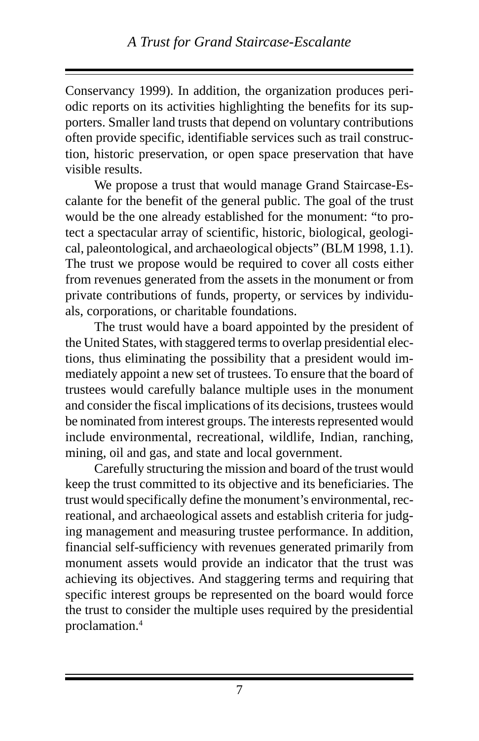Conservancy 1999). In addition, the organization produces periodic reports on its activities highlighting the benefits for its supporters. Smaller land trusts that depend on voluntary contributions often provide specific, identifiable services such as trail construction, historic preservation, or open space preservation that have visible results.

We propose a trust that would manage Grand Staircase-Escalante for the benefit of the general public. The goal of the trust would be the one already established for the monument: "to protect a spectacular array of scientific, historic, biological, geological, paleontological, and archaeological objects" (BLM 1998, 1.1). The trust we propose would be required to cover all costs either from revenues generated from the assets in the monument or from private contributions of funds, property, or services by individuals, corporations, or charitable foundations.

The trust would have a board appointed by the president of the United States, with staggered terms to overlap presidential elections, thus eliminating the possibility that a president would immediately appoint a new set of trustees. To ensure that the board of trustees would carefully balance multiple uses in the monument and consider the fiscal implications of its decisions, trustees would be nominated from interest groups. The interests represented would include environmental, recreational, wildlife, Indian, ranching, mining, oil and gas, and state and local government.

Carefully structuring the mission and board of the trust would keep the trust committed to its objective and its beneficiaries. The trust would specifically define the monument's environmental, recreational, and archaeological assets and establish criteria for judging management and measuring trustee performance. In addition, financial self-sufficiency with revenues generated primarily from monument assets would provide an indicator that the trust was achieving its objectives. And staggering terms and requiring that specific interest groups be represented on the board would force the trust to consider the multiple uses required by the presidential proclamation.[4]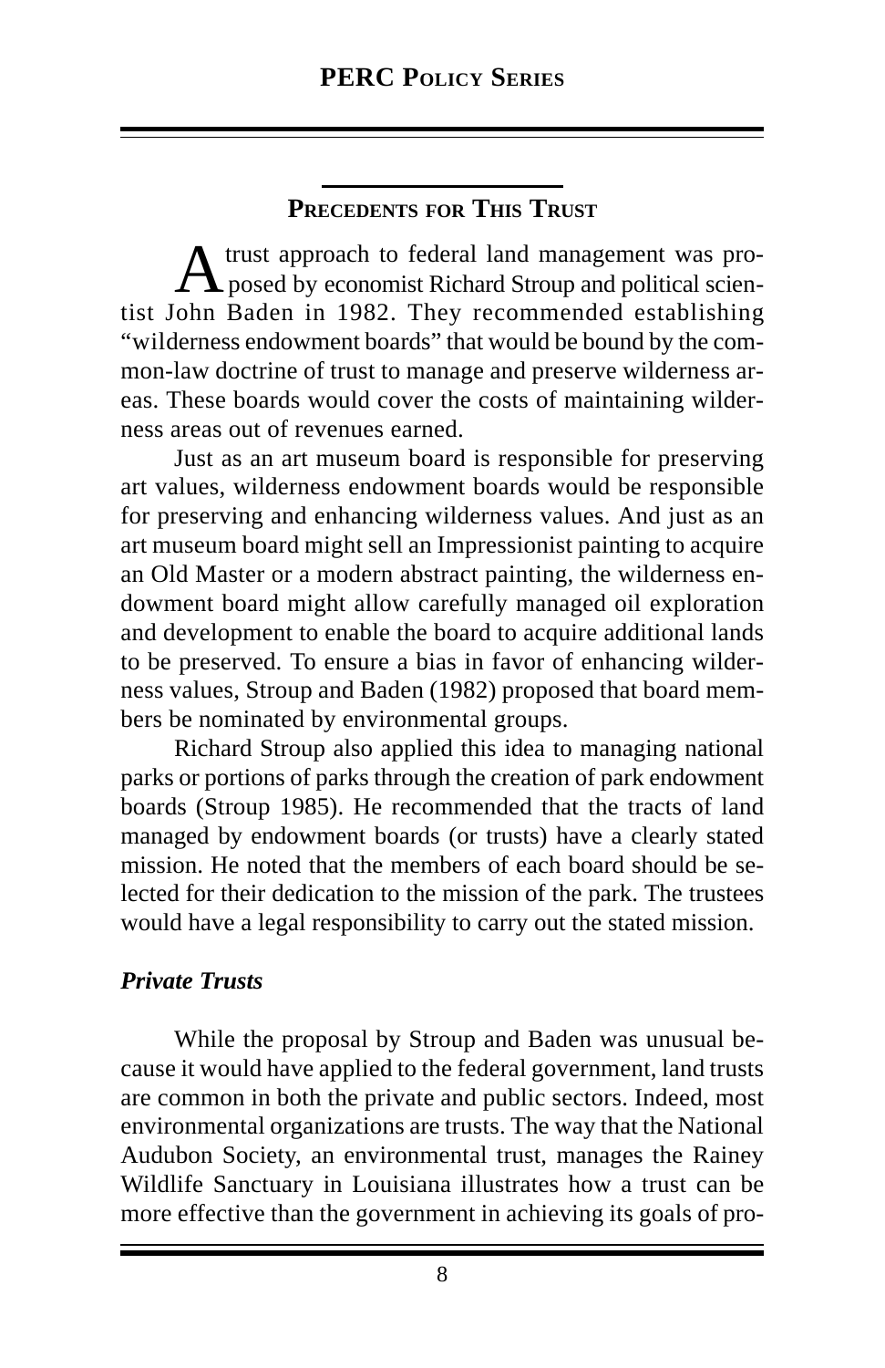## Precedents for This Trust

A trust approach to federal land management was proposed by economist Richard Stroup and political scientist John Baden in 1982. They recommended establishing "wilderness endowment boards" that would be bound by the common-law doctrine of trust to manage and preserve wilderness areas. These boards would cover the costs of maintaining wilderness areas out of revenues earned.

Just as an art museum board is responsible for preserving art values, wilderness endowment boards would be responsible for preserving and enhancing wilderness values. And just as an art museum board might sell an Impressionist painting to acquire an Old Master or a modern abstract painting, the wilderness endowment board might allow carefully managed oil exploration and development to enable the board to acquire additional lands to be preserved. To ensure a bias in favor of enhancing wilderness values, Stroup and Baden (1982) proposed that board members be nominated by environmental groups.

Richard Stroup also applied this idea to managing national parks or portions of parks through the creation of park endowment boards (Stroup 1985). He recommended that the tracts of land managed by endowment boards (or trusts) have a clearly stated mission. He noted that the members of each board should be selected for their dedication to the mission of the park. The trustees would have a legal responsibility to carry out the stated mission.

### *Private Trusts*

While the proposal by Stroup and Baden was unusual because it would have applied to the federal government, land trusts are common in both the private and public sectors. Indeed, most environmental organizations are trusts. The way that the National Audubon Society, an environmental trust, manages the Rainey Wildlife Sanctuary in Louisiana illustrates how a trust can be more effective than the government in achieving its goals of pro-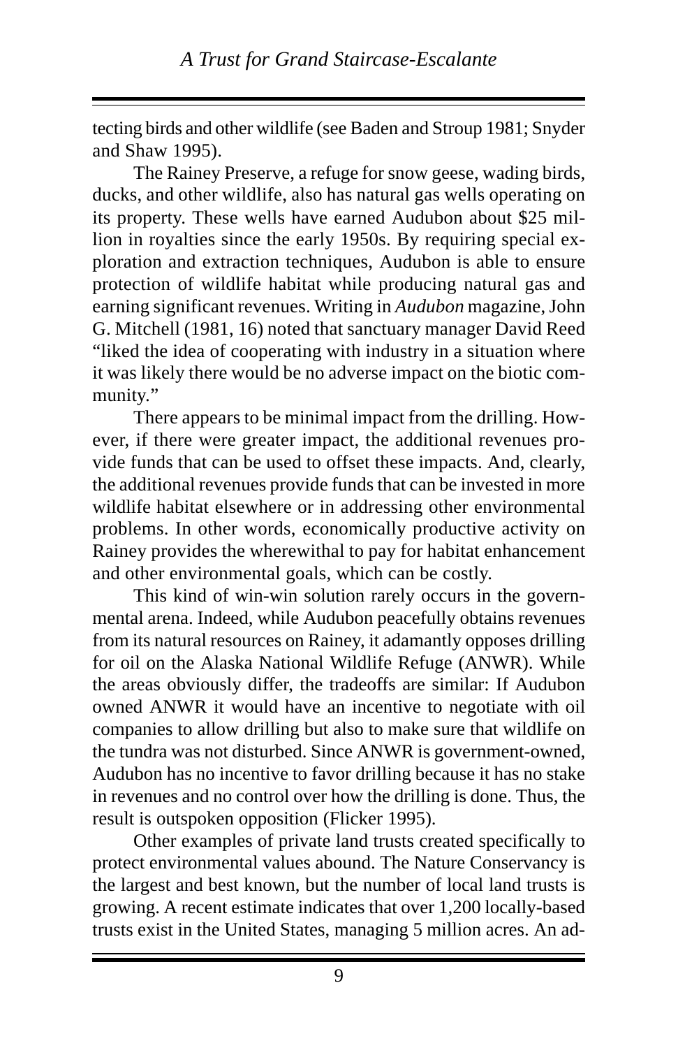tecting birds and other wildlife (see Baden and Stroup 1981; Snyder and Shaw 1995).

The Rainey Preserve, a refuge for snow geese, wading birds, ducks, and other wildlife, also has natural gas wells operating on its property. These wells have earned Audubon about $25 million in royalties since the early 1950s. By requiring special exploration and extraction techniques, Audubon is able to ensure protection of wildlife habitat while producing natural gas and earning significant revenues. Writing in *Audubon* magazine, John G. Mitchell (1981, 16) noted that sanctuary manager David Reed "liked the idea of cooperating with industry in a situation where it was likely there would be no adverse impact on the biotic community."

There appears to be minimal impact from the drilling. However, if there were greater impact, the additional revenues provide funds that can be used to offset these impacts. And, clearly, the additional revenues provide funds that can be invested in more wildlife habitat elsewhere or in addressing other environmental problems. In other words, economically productive activity on Rainey provides the wherewithal to pay for habitat enhancement and other environmental goals, which can be costly.

This kind of win-win solution rarely occurs in the governmental arena. Indeed, while Audubon peacefully obtains revenues from its natural resources on Rainey, it adamantly opposes drilling for oil on the Alaska National Wildlife Refuge (ANWR). While the areas obviously differ, the tradeoffs are similar: If Audubon owned ANWR it would have an incentive to negotiate with oil companies to allow drilling but also to make sure that wildlife on the tundra was not disturbed. Since ANWR is government-owned, Audubon has no incentive to favor drilling because it has no stake in revenues and no control over how the drilling is done. Thus, the result is outspoken opposition (Flicker 1995).

Other examples of private land trusts created specifically to protect environmental values abound. The Nature Conservancy is the largest and best known, but the number of local land trusts is growing. A recent estimate indicates that over 1,200 locally-based trusts exist in the United States, managing 5 million acres. An ad-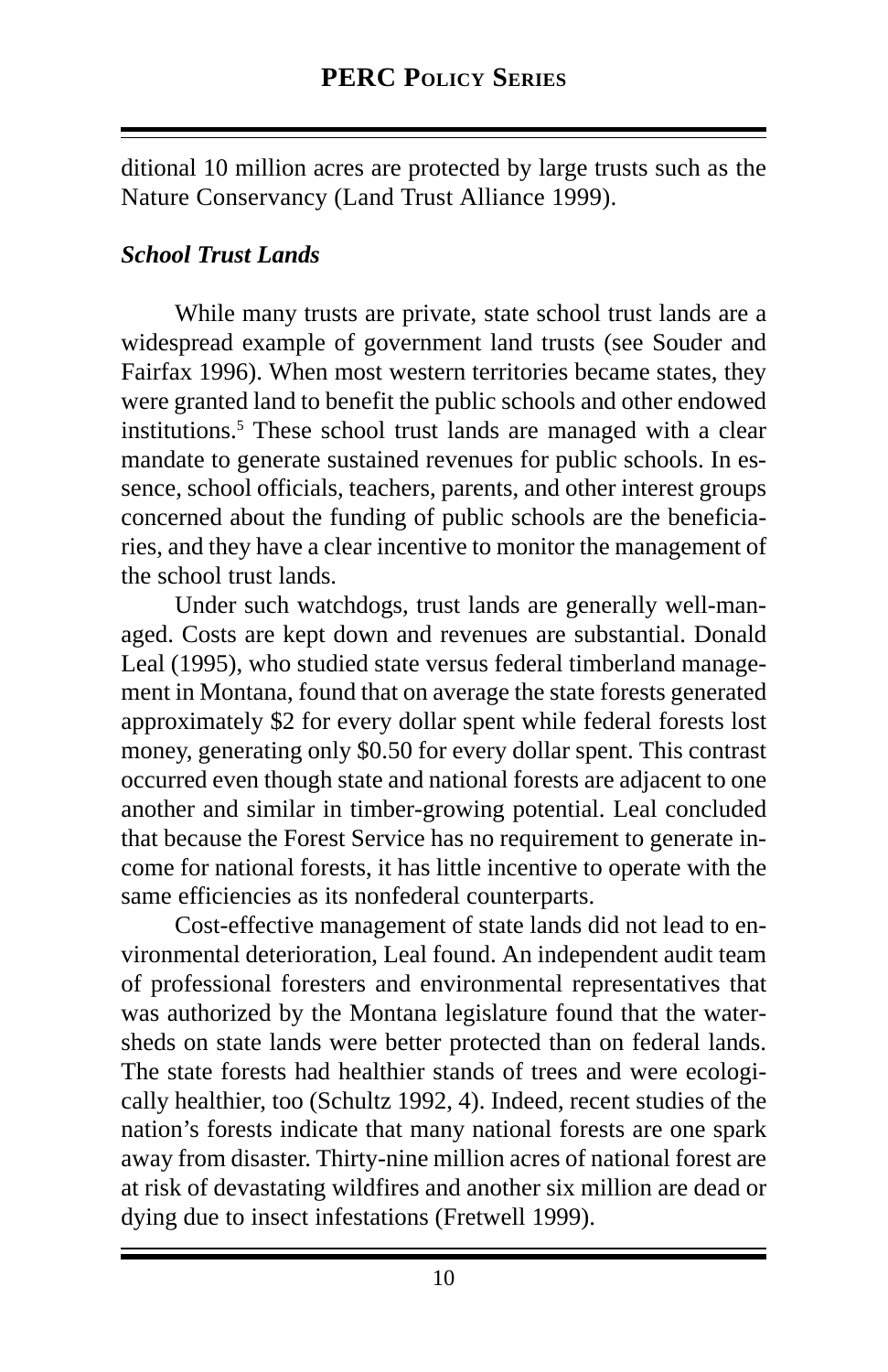ditional 10 million acres are protected by large trusts such as the Nature Conservancy (Land Trust Alliance 1999).

### *School Trust Lands*

While many trusts are private, state school trust lands are a widespread example of government land trusts (see Souder and Fairfax 1996). When most western territories became states, they were granted land to benefit the public schools and other endowed institutions.[5] These school trust lands are managed with a clear mandate to generate sustained revenues for public schools. In essence, school officials, teachers, parents, and other interest groups concerned about the funding of public schools are the beneficiaries, and they have a clear incentive to monitor the management of the school trust lands.

Under such watchdogs, trust lands are generally well-managed. Costs are kept down and revenues are substantial. Donald Leal (1995), who studied state versus federal timberland management in Montana, found that on average the state forests generated approximately \$2 for every dollar spent while federal forests lost money, generating only \$0.50 for every dollar spent. This contrast occurred even though state and national forests are adjacent to one another and similar in timber-growing potential. Leal concluded that because the Forest Service has no requirement to generate income for national forests, it has little incentive to operate with the same efficiencies as its nonfederal counterparts.

Cost-effective management of state lands did not lead to environmental deterioration, Leal found. An independent audit team of professional foresters and environmental representatives that was authorized by the Montana legislature found that the watersheds on state lands were better protected than on federal lands. The state forests had healthier stands of trees and were ecologically healthier, too (Schultz 1992, 4). Indeed, recent studies of the nation's forests indicate that many national forests are one spark away from disaster. Thirty-nine million acres of national forest are at risk of devastating wildfires and another six million are dead or dying due to insect infestations (Fretwell 1999).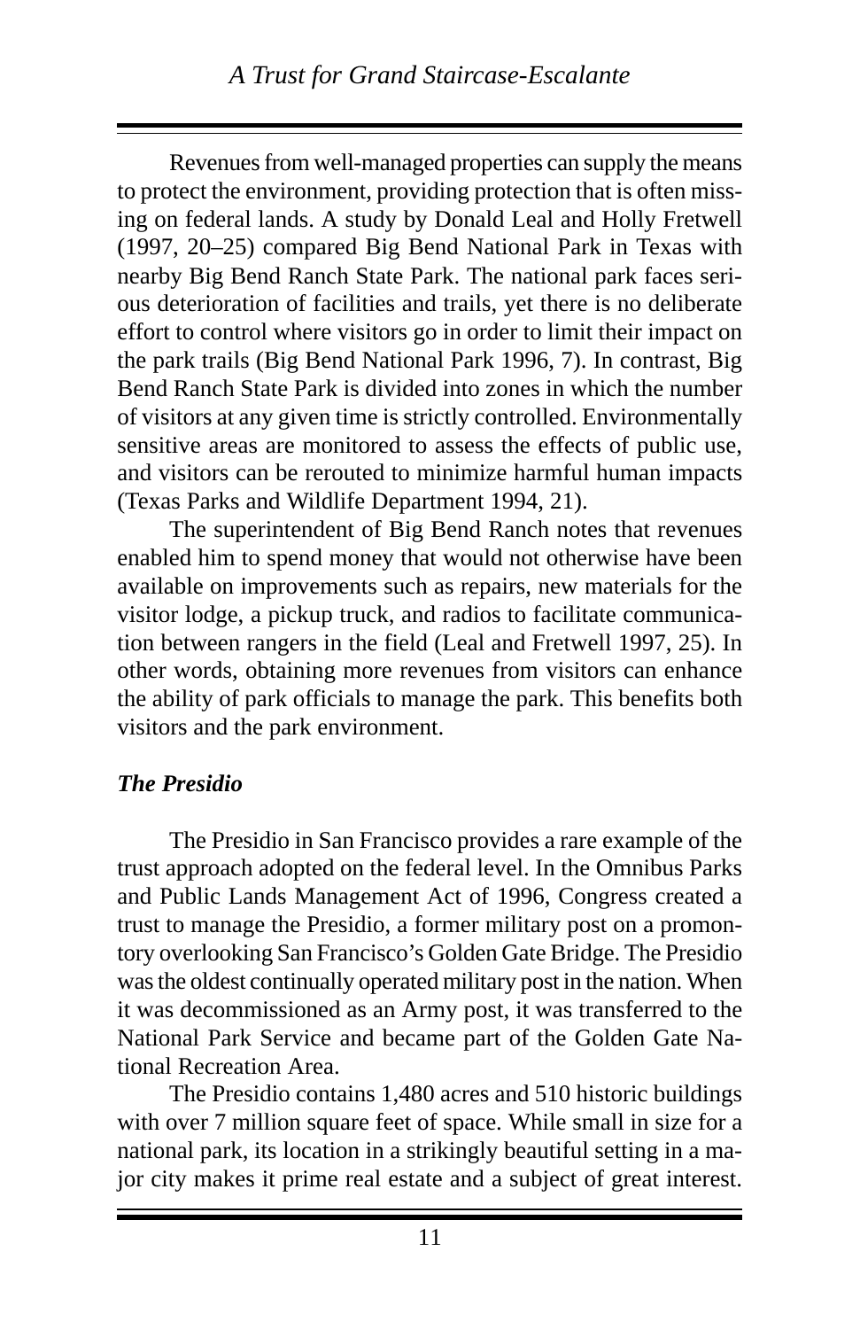Revenues from well-managed properties can supply the means to protect the environment, providing protection that is often missing on federal lands. A study by Donald Leal and Holly Fretwell (1997, 20–25) compared Big Bend National Park in Texas with nearby Big Bend Ranch State Park. The national park faces serious deterioration of facilities and trails, yet there is no deliberate effort to control where visitors go in order to limit their impact on the park trails (Big Bend National Park 1996, 7). In contrast, Big Bend Ranch State Park is divided into zones in which the number of visitors at any given time is strictly controlled. Environmentally sensitive areas are monitored to assess the effects of public use, and visitors can be rerouted to minimize harmful human impacts (Texas Parks and Wildlife Department 1994, 21).

The superintendent of Big Bend Ranch notes that revenues enabled him to spend money that would not otherwise have been available on improvements such as repairs, new materials for the visitor lodge, a pickup truck, and radios to facilitate communication between rangers in the field (Leal and Fretwell 1997, 25). In other words, obtaining more revenues from visitors can enhance the ability of park officials to manage the park. This benefits both visitors and the park environment.

### *The Presidio*

The Presidio in San Francisco provides a rare example of the trust approach adopted on the federal level. In the Omnibus Parks and Public Lands Management Act of 1996, Congress created a trust to manage the Presidio, a former military post on a promontory overlooking San Francisco's Golden Gate Bridge. The Presidio was the oldest continually operated military post in the nation. When it was decommissioned as an Army post, it was transferred to the National Park Service and became part of the Golden Gate National Recreation Area.

The Presidio contains 1,480 acres and 510 historic buildings with over 7 million square feet of space. While small in size for a national park, its location in a strikingly beautiful setting in a major city makes it prime real estate and a subject of great interest.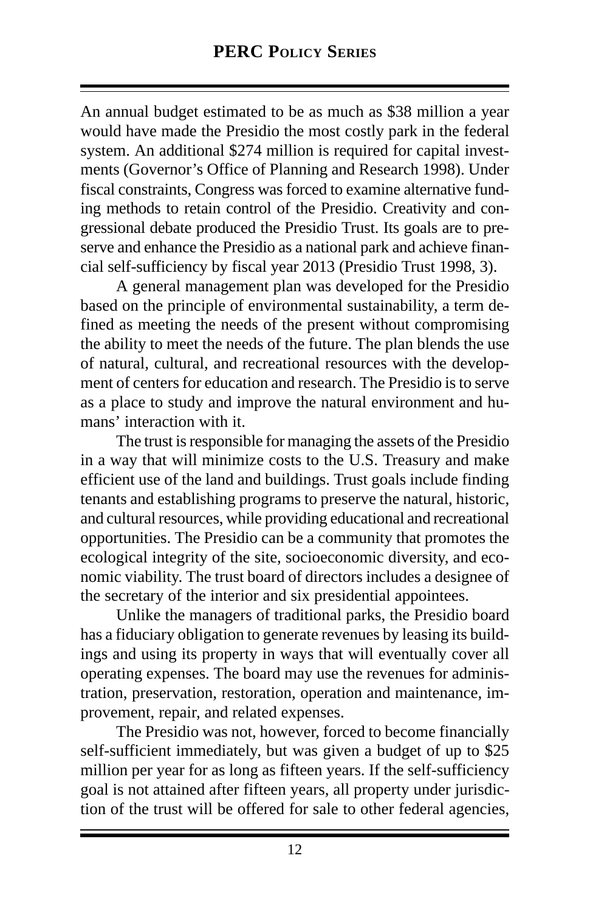An annual budget estimated to be as much as $38 million a year would have made the Presidio the most costly park in the federal system. An additional $274 million is required for capital investments (Governor's Office of Planning and Research 1998). Under fiscal constraints, Congress was forced to examine alternative funding methods to retain control of the Presidio. Creativity and congressional debate produced the Presidio Trust. Its goals are to preserve and enhance the Presidio as a national park and achieve financial self-sufficiency by fiscal year 2013 (Presidio Trust 1998, 3).

A general management plan was developed for the Presidio based on the principle of environmental sustainability, a term defined as meeting the needs of the present without compromising the ability to meet the needs of the future. The plan blends the use of natural, cultural, and recreational resources with the development of centers for education and research. The Presidio is to serve as a place to study and improve the natural environment and humans' interaction with it.

The trust is responsible for managing the assets of the Presidio in a way that will minimize costs to the U.S. Treasury and make efficient use of the land and buildings. Trust goals include finding tenants and establishing programs to preserve the natural, historic, and cultural resources, while providing educational and recreational opportunities. The Presidio can be a community that promotes the ecological integrity of the site, socioeconomic diversity, and economic viability. The trust board of directors includes a designee of the secretary of the interior and six presidential appointees.

Unlike the managers of traditional parks, the Presidio board has a fiduciary obligation to generate revenues by leasing its buildings and using its property in ways that will eventually cover all operating expenses. The board may use the revenues for administration, preservation, restoration, operation and maintenance, improvement, repair, and related expenses.

The Presidio was not, however, forced to become financially self-sufficient immediately, but was given a budget of up to $25 million per year for as long as fifteen years. If the self-sufficiency goal is not attained after fifteen years, all property under jurisdiction of the trust will be offered for sale to other federal agencies,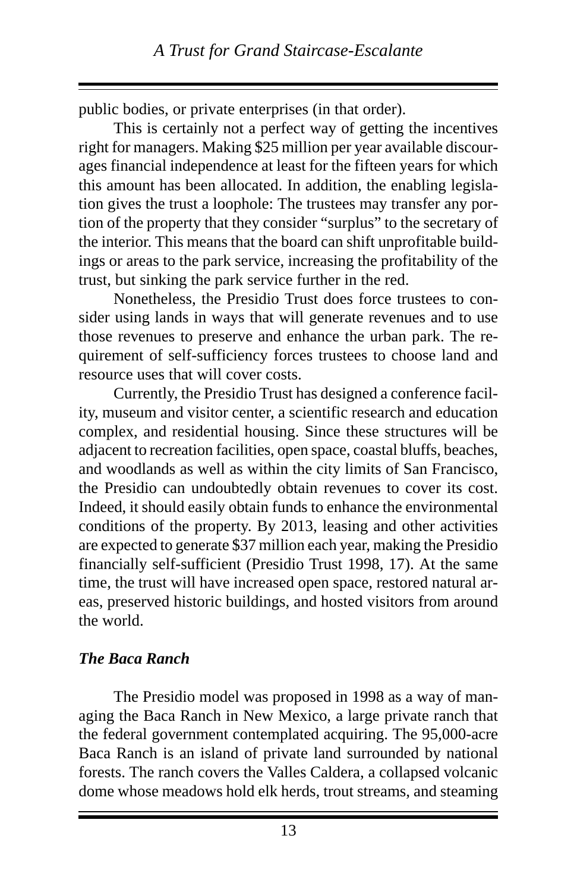public bodies, or private enterprises (in that order).

This is certainly not a perfect way of getting the incentives right for managers. Making $25 million per year available discourages financial independence at least for the fifteen years for which this amount has been allocated. In addition, the enabling legislation gives the trust a loophole: The trustees may transfer any portion of the property that they consider "surplus" to the secretary of the interior. This means that the board can shift unprofitable buildings or areas to the park service, increasing the profitability of the trust, but sinking the park service further in the red.

Nonetheless, the Presidio Trust does force trustees to consider using lands in ways that will generate revenues and to use those revenues to preserve and enhance the urban park. The requirement of self-sufficiency forces trustees to choose land and resource uses that will cover costs.

Currently, the Presidio Trust has designed a conference facility, museum and visitor center, a scientific research and education complex, and residential housing. Since these structures will be adjacent to recreation facilities, open space, coastal bluffs, beaches, and woodlands as well as within the city limits of San Francisco, the Presidio can undoubtedly obtain revenues to cover its cost. Indeed, it should easily obtain funds to enhance the environmental conditions of the property. By 2013, leasing and other activities are expected to generate $37 million each year, making the Presidio financially self-sufficient (Presidio Trust 1998, 17). At the same time, the trust will have increased open space, restored natural areas, preserved historic buildings, and hosted visitors from around the world.

### *The Baca Ranch*

The Presidio model was proposed in 1998 as a way of managing the Baca Ranch in New Mexico, a large private ranch that the federal government contemplated acquiring. The 95,000-acre Baca Ranch is an island of private land surrounded by national forests. The ranch covers the Valles Caldera, a collapsed volcanic dome whose meadows hold elk herds, trout streams, and steaming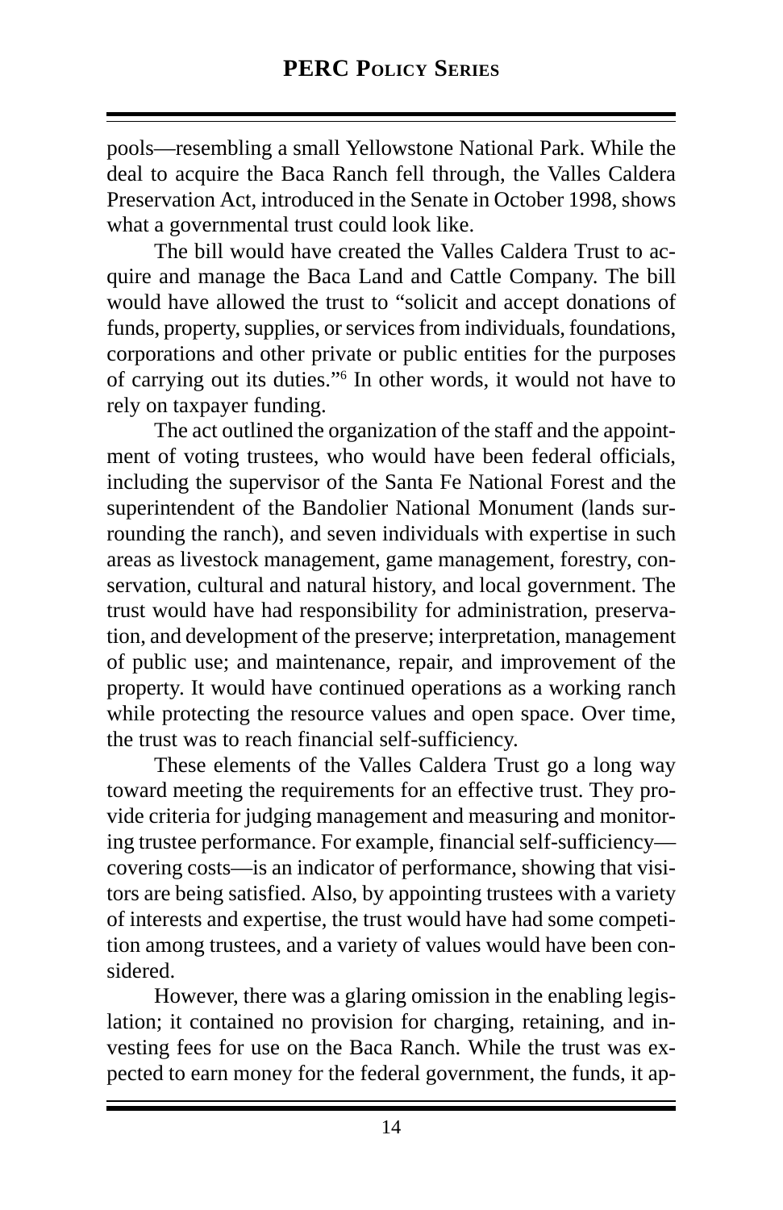pools—resembling a small Yellowstone National Park. While the deal to acquire the Baca Ranch fell through, the Valles Caldera Preservation Act, introduced in the Senate in October 1998, shows what a governmental trust could look like.

The bill would have created the Valles Caldera Trust to acquire and manage the Baca Land and Cattle Company. The bill would have allowed the trust to "solicit and accept donations of funds, property, supplies, or services from individuals, foundations, corporations and other private or public entities for the purposes of carrying out its duties."[6] In other words, it would not have to rely on taxpayer funding.

The act outlined the organization of the staff and the appointment of voting trustees, who would have been federal officials, including the supervisor of the Santa Fe National Forest and the superintendent of the Bandolier National Monument (lands surrounding the ranch), and seven individuals with expertise in such areas as livestock management, game management, forestry, conservation, cultural and natural history, and local government. The trust would have had responsibility for administration, preservation, and development of the preserve; interpretation, management of public use; and maintenance, repair, and improvement of the property. It would have continued operations as a working ranch while protecting the resource values and open space. Over time, the trust was to reach financial self-sufficiency.

These elements of the Valles Caldera Trust go a long way toward meeting the requirements for an effective trust. They provide criteria for judging management and measuring and monitoring trustee performance. For example, financial self-sufficiency—covering costs—is an indicator of performance, showing that visitors are being satisfied. Also, by appointing trustees with a variety of interests and expertise, the trust would have had some competition among trustees, and a variety of values would have been considered.

However, there was a glaring omission in the enabling legislation; it contained no provision for charging, retaining, and investing fees for use on the Baca Ranch. While the trust was expected to earn money for the federal government, the funds, it ap-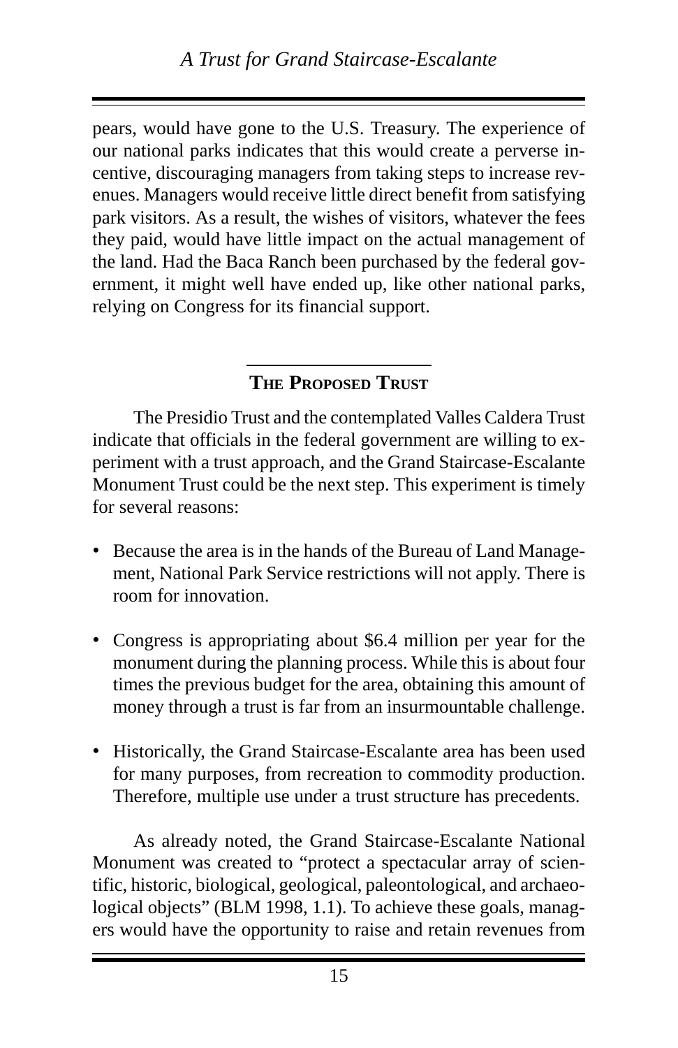pears, would have gone to the U.S. Treasury. The experience of our national parks indicates that this would create a perverse incentive, discouraging managers from taking steps to increase revenues. Managers would receive little direct benefit from satisfying park visitors. As a result, the wishes of visitors, whatever the fees they paid, would have little impact on the actual management of the land. Had the Baca Ranch been purchased by the federal government, it might well have ended up, like other national parks, relying on Congress for its financial support.

## The Proposed Trust

The Presidio Trust and the contemplated Valles Caldera Trust indicate that officials in the federal government are willing to experiment with a trust approach, and the Grand Staircase-Escalante Monument Trust could be the next step. This experiment is timely for several reasons:

- Because the area is in the hands of the Bureau of Land Management, National Park Service restrictions will not apply. There is room for innovation.
- Congress is appropriating about $6.4 million per year for the monument during the planning process. While this is about four times the previous budget for the area, obtaining this amount of money through a trust is far from an insurmountable challenge.
- Historically, the Grand Staircase-Escalante area has been used for many purposes, from recreation to commodity production. Therefore, multiple use under a trust structure has precedents.

As already noted, the Grand Staircase-Escalante National Monument was created to "protect a spectacular array of scientific, historic, biological, geological, paleontological, and archaeological objects" (BLM 1998, 1.1). To achieve these goals, managers would have the opportunity to raise and retain revenues from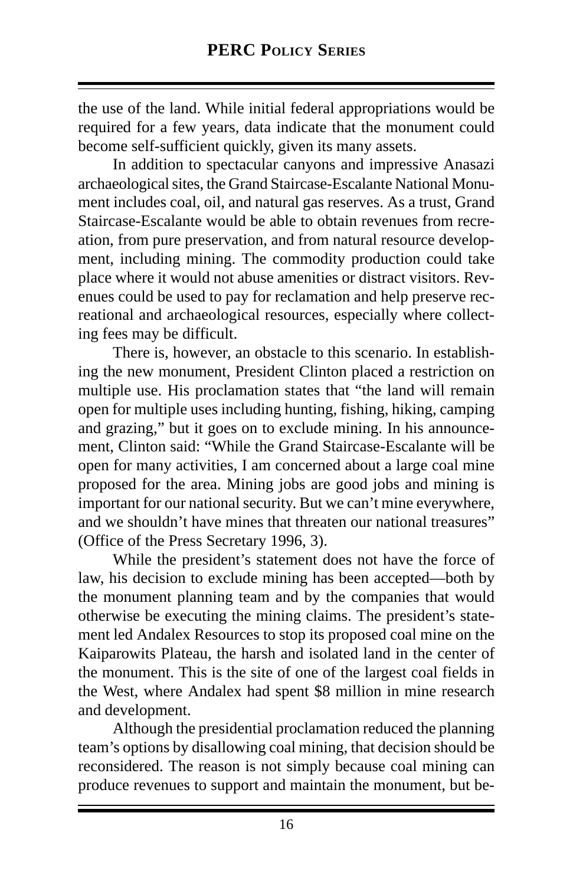the use of the land. While initial federal appropriations would be required for a few years, data indicate that the monument could become self-sufficient quickly, given its many assets.

In addition to spectacular canyons and impressive Anasazi archaeological sites, the Grand Staircase-Escalante National Monument includes coal, oil, and natural gas reserves. As a trust, Grand Staircase-Escalante would be able to obtain revenues from recreation, from pure preservation, and from natural resource development, including mining. The commodity production could take place where it would not abuse amenities or distract visitors. Revenues could be used to pay for reclamation and help preserve recreational and archaeological resources, especially where collecting fees may be difficult.

There is, however, an obstacle to this scenario. In establishing the new monument, President Clinton placed a restriction on multiple use. His proclamation states that "the land will remain open for multiple uses including hunting, fishing, hiking, camping and grazing," but it goes on to exclude mining. In his announcement, Clinton said: "While the Grand Staircase-Escalante will be open for many activities, I am concerned about a large coal mine proposed for the area. Mining jobs are good jobs and mining is important for our national security. But we can't mine everywhere, and we shouldn't have mines that threaten our national treasures" (Office of the Press Secretary 1996, 3).

While the president's statement does not have the force of law, his decision to exclude mining has been accepted—both by the monument planning team and by the companies that would otherwise be executing the mining claims. The president's statement led Andalex Resources to stop its proposed coal mine on the Kaiparowits Plateau, the harsh and isolated land in the center of the monument. This is the site of one of the largest coal fields in the West, where Andalex had spent $8 million in mine research and development.

Although the presidential proclamation reduced the planning team's options by disallowing coal mining, that decision should be reconsidered. The reason is not simply because coal mining can produce revenues to support and maintain the monument, but be-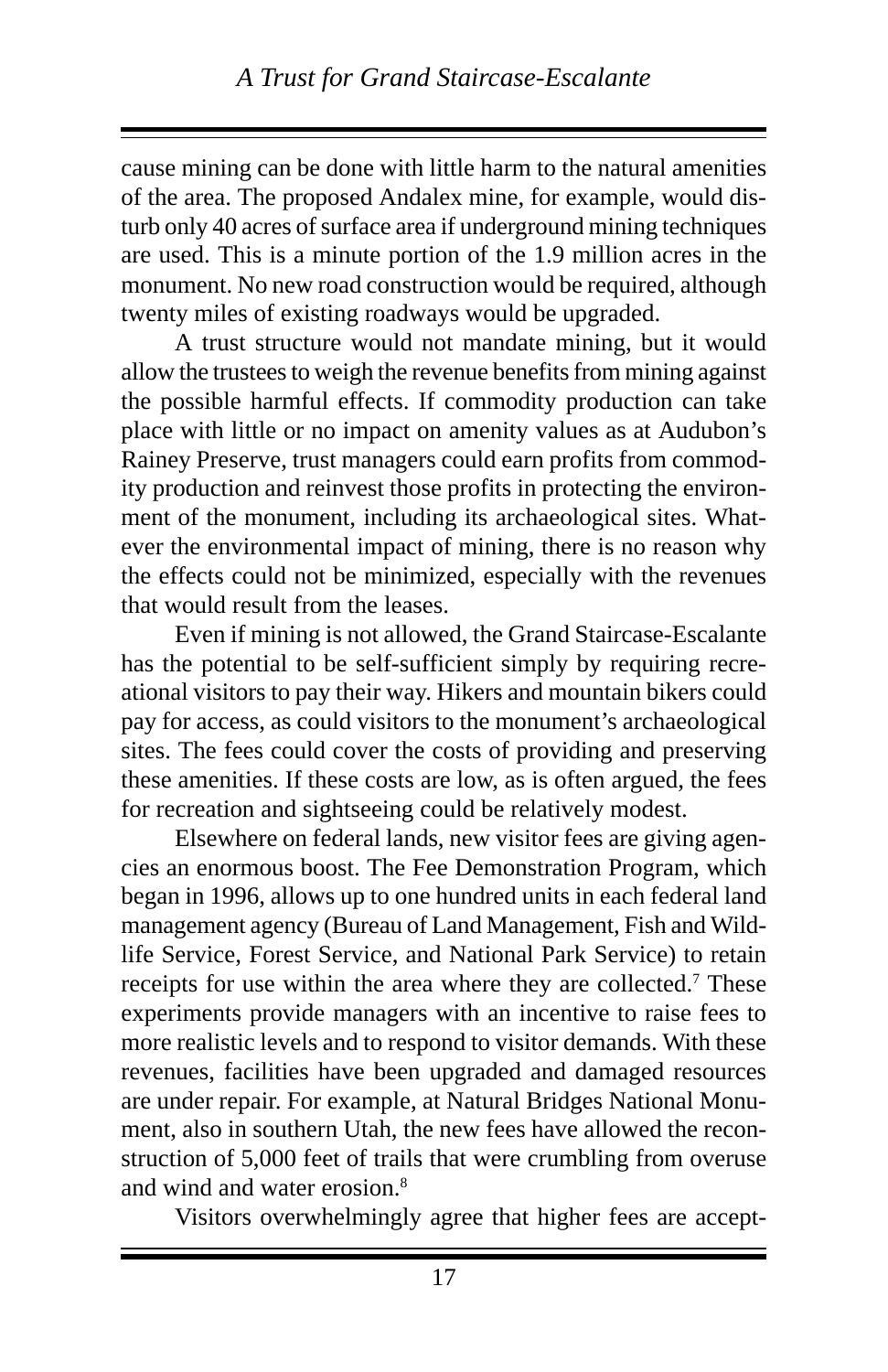cause mining can be done with little harm to the natural amenities of the area. The proposed Andalex mine, for example, would disturb only 40 acres of surface area if underground mining techniques are used. This is a minute portion of the 1.9 million acres in the monument. No new road construction would be required, although twenty miles of existing roadways would be upgraded.

A trust structure would not mandate mining, but it would allow the trustees to weigh the revenue benefits from mining against the possible harmful effects. If commodity production can take place with little or no impact on amenity values as at Audubon's Rainey Preserve, trust managers could earn profits from commodity production and reinvest those profits in protecting the environment of the monument, including its archaeological sites. Whatever the environmental impact of mining, there is no reason why the effects could not be minimized, especially with the revenues that would result from the leases.

Even if mining is not allowed, the Grand Staircase-Escalante has the potential to be self-sufficient simply by requiring recreational visitors to pay their way. Hikers and mountain bikers could pay for access, as could visitors to the monument's archaeological sites. The fees could cover the costs of providing and preserving these amenities. If these costs are low, as is often argued, the fees for recreation and sightseeing could be relatively modest.

Elsewhere on federal lands, new visitor fees are giving agencies an enormous boost. The Fee Demonstration Program, which began in 1996, allows up to one hundred units in each federal land management agency (Bureau of Land Management, Fish and Wildlife Service, Forest Service, and National Park Service) to retain receipts for use within the area where they are collected.[7] These experiments provide managers with an incentive to raise fees to more realistic levels and to respond to visitor demands. With these revenues, facilities have been upgraded and damaged resources are under repair. For example, at Natural Bridges National Monument, also in southern Utah, the new fees have allowed the reconstruction of 5,000 feet of trails that were crumbling from overuse and wind and water erosion.[8]

Visitors overwhelmingly agree that higher fees are accept-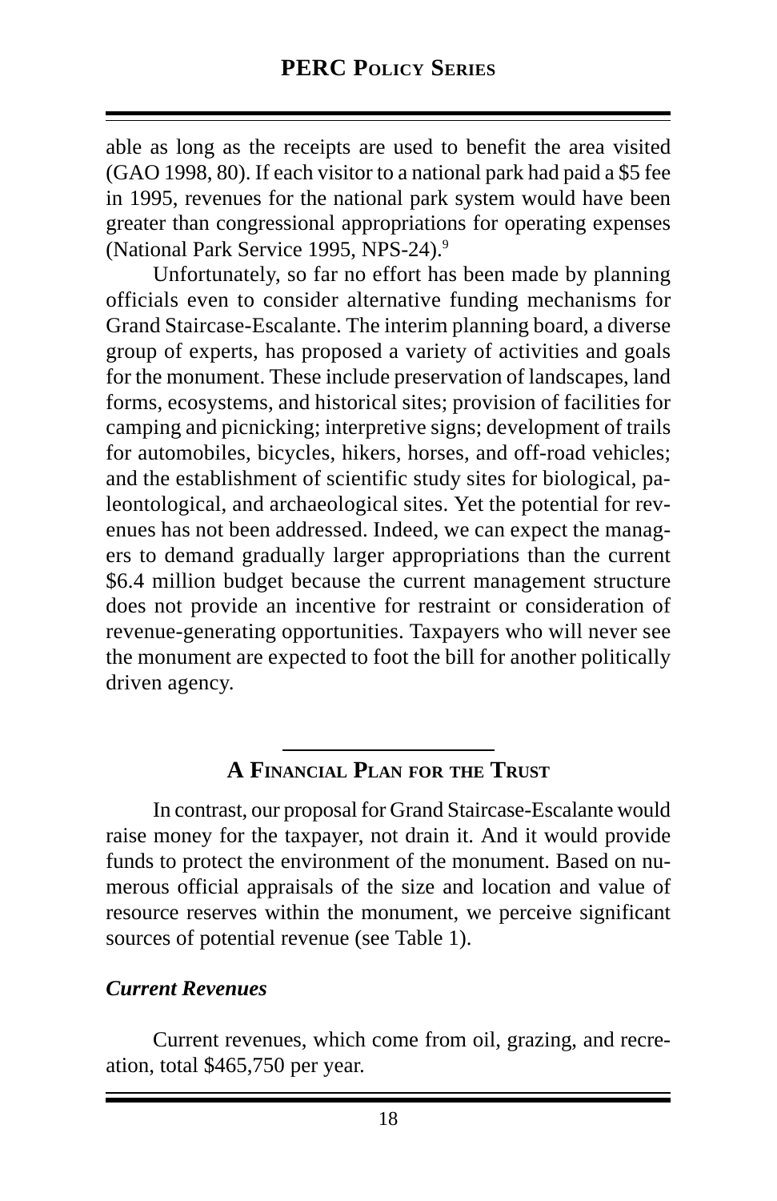able as long as the receipts are used to benefit the area visited (GAO 1998, 80). If each visitor to a national park had paid a $5 fee in 1995, revenues for the national park system would have been greater than congressional appropriations for operating expenses (National Park Service 1995, NPS-24).[9]

Unfortunately, so far no effort has been made by planning officials even to consider alternative funding mechanisms for Grand Staircase-Escalante. The interim planning board, a diverse group of experts, has proposed a variety of activities and goals for the monument. These include preservation of landscapes, land forms, ecosystems, and historical sites; provision of facilities for camping and picnicking; interpretive signs; development of trails for automobiles, bicycles, hikers, horses, and off-road vehicles; and the establishment of scientific study sites for biological, paleontological, and archaeological sites. Yet the potential for revenues has not been addressed. Indeed, we can expect the managers to demand gradually larger appropriations than the current $6.4 million budget because the current management structure does not provide an incentive for restraint or consideration of revenue-generating opportunities. Taxpayers who will never see the monument are expected to foot the bill for another politically driven agency.

## A Financial Plan for the Trust

In contrast, our proposal for Grand Staircase-Escalante would raise money for the taxpayer, not drain it. And it would provide funds to protect the environment of the monument. Based on numerous official appraisals of the size and location and value of resource reserves within the monument, we perceive significant sources of potential revenue (see Table 1).

### *Current Revenues*

Current revenues, which come from oil, grazing, and recreation, total $465,750 per year.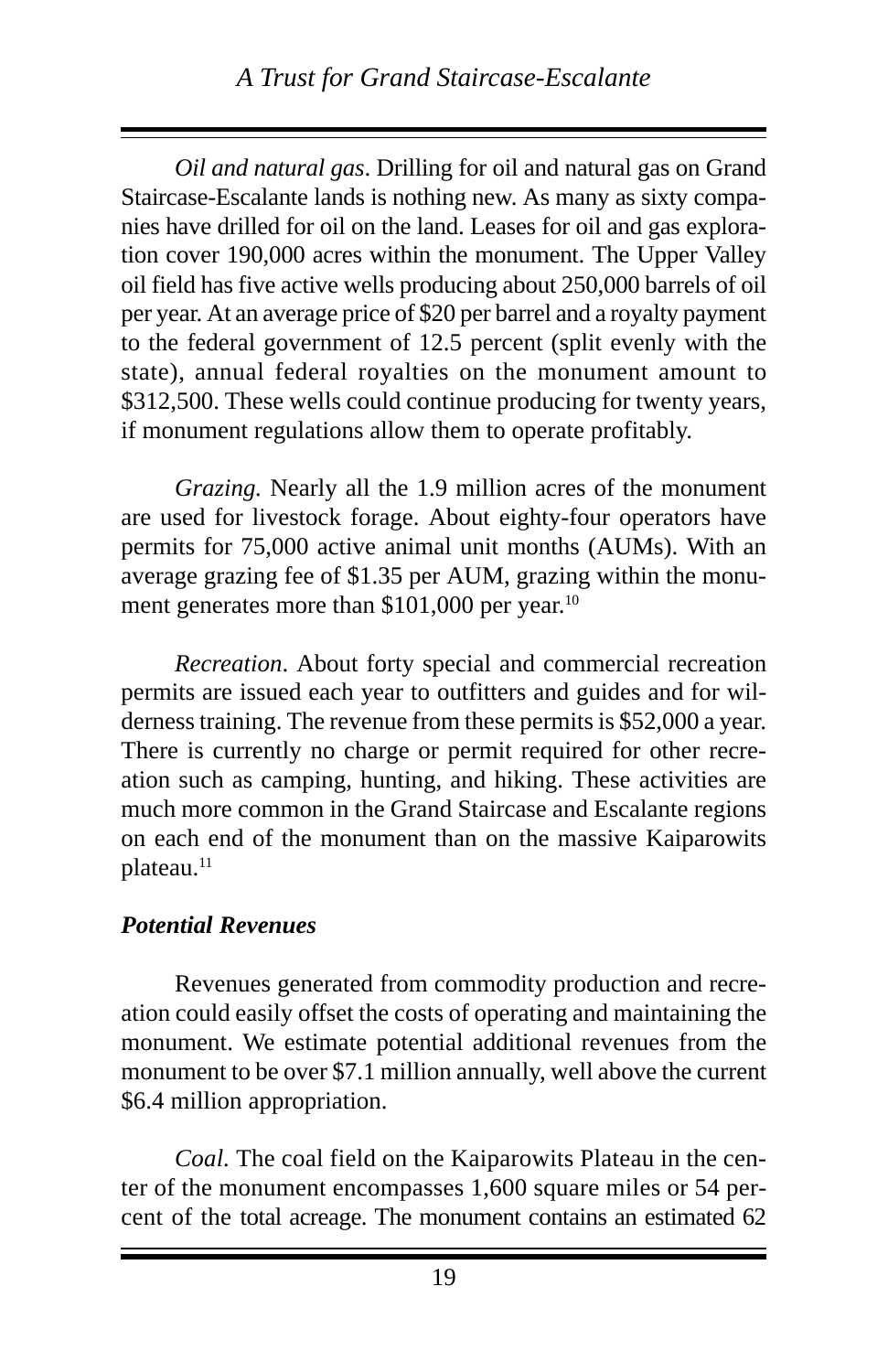*Oil and natural gas*. Drilling for oil and natural gas on Grand Staircase-Escalante lands is nothing new. As many as sixty companies have drilled for oil on the land. Leases for oil and gas exploration cover 190,000 acres within the monument. The Upper Valley oil field has five active wells producing about 250,000 barrels of oil per year. At an average price of $20 per barrel and a royalty payment to the federal government of 12.5 percent (split evenly with the state), annual federal royalties on the monument amount to $312,500. These wells could continue producing for twenty years, if monument regulations allow them to operate profitably.

*Grazing*. Nearly all the 1.9 million acres of the monument are used for livestock forage. About eighty-four operators have permits for 75,000 active animal unit months (AUMs). With an average grazing fee of $1.35 per AUM, grazing within the monument generates more than $101,000 per year.[10]

*Recreation*. About forty special and commercial recreation permits are issued each year to outfitters and guides and for wilderness training. The revenue from these permits is $52,000 a year. There is currently no charge or permit required for other recreation such as camping, hunting, and hiking. These activities are much more common in the Grand Staircase and Escalante regions on each end of the monument than on the massive Kaiparowits plateau.[11]

### *Potential Revenues*

Revenues generated from commodity production and recreation could easily offset the costs of operating and maintaining the monument. We estimate potential additional revenues from the monument to be over $7.1 million annually, well above the current $6.4 million appropriation.

*Coal*. The coal field on the Kaiparowits Plateau in the center of the monument encompasses 1,600 square miles or 54 percent of the total acreage. The monument contains an estimated 62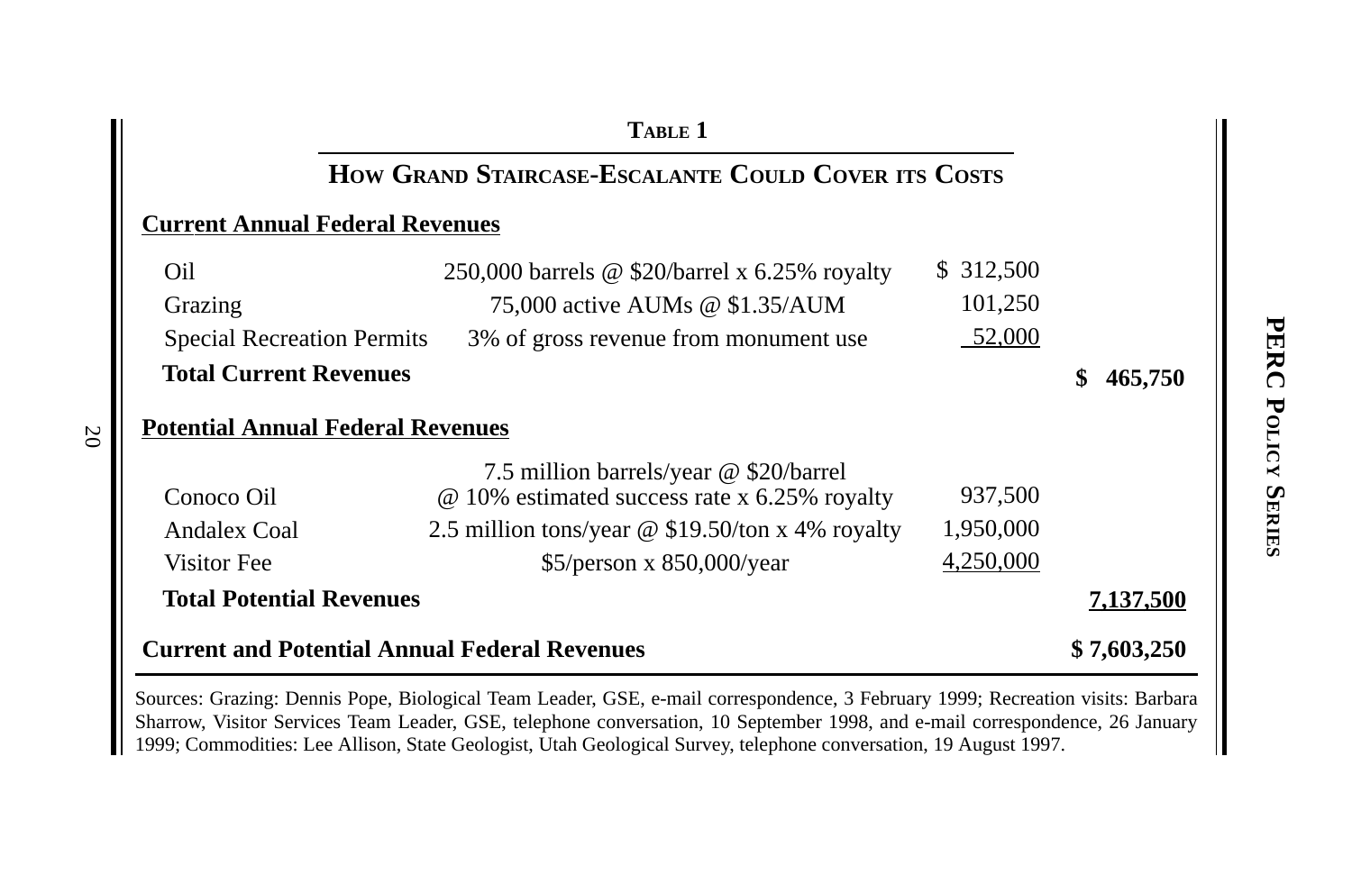**Table 1**

**How Grand Staircase-Escalante Could Cover its Costs**

| | | | |
|---|---|---|---|
| **Current Annual Federal Revenues** | | | |
| Oil | 250,000 barrels @ $20/barrel x 6.25% royalty | $ 312,500 | |
| Grazing | 75,000 active AUMs @ $1.35/AUM | 101,250 | |
| Special Recreation Permits | 3% of gross revenue from monument use | 52,000 | |
| **Total Current Revenues** | | | **$ 465,750** |
| **Potential Annual Federal Revenues** | | | |
| Conoco Oil | 7.5 million barrels/year @ $20/barrel @ 10% estimated success rate x 6.25% royalty | 937,500 | |
| Andalex Coal | 2.5 million tons/year @ $19.50/ton x 4% royalty | 1,950,000 | |
| Visitor Fee | $5/person x 850,000/year | 4,250,000 | |
| **Total Potential Revenues** | | | **7,137,500** |
| **Current and Potential Annual Federal Revenues** | | | **$ 7,603,250** |

Sources: Grazing: Dennis Pope, Biological Team Leader, GSE, e-mail correspondence, 3 February 1999; Recreation visits: Barbara Sharrow, Visitor Services Team Leader, GSE, telephone conversation, 10 September 1998, and e-mail correspondence, 26 January 1999; Commodities: Lee Allison, State Geologist, Utah Geological Survey, telephone conversation, 19 August 1997.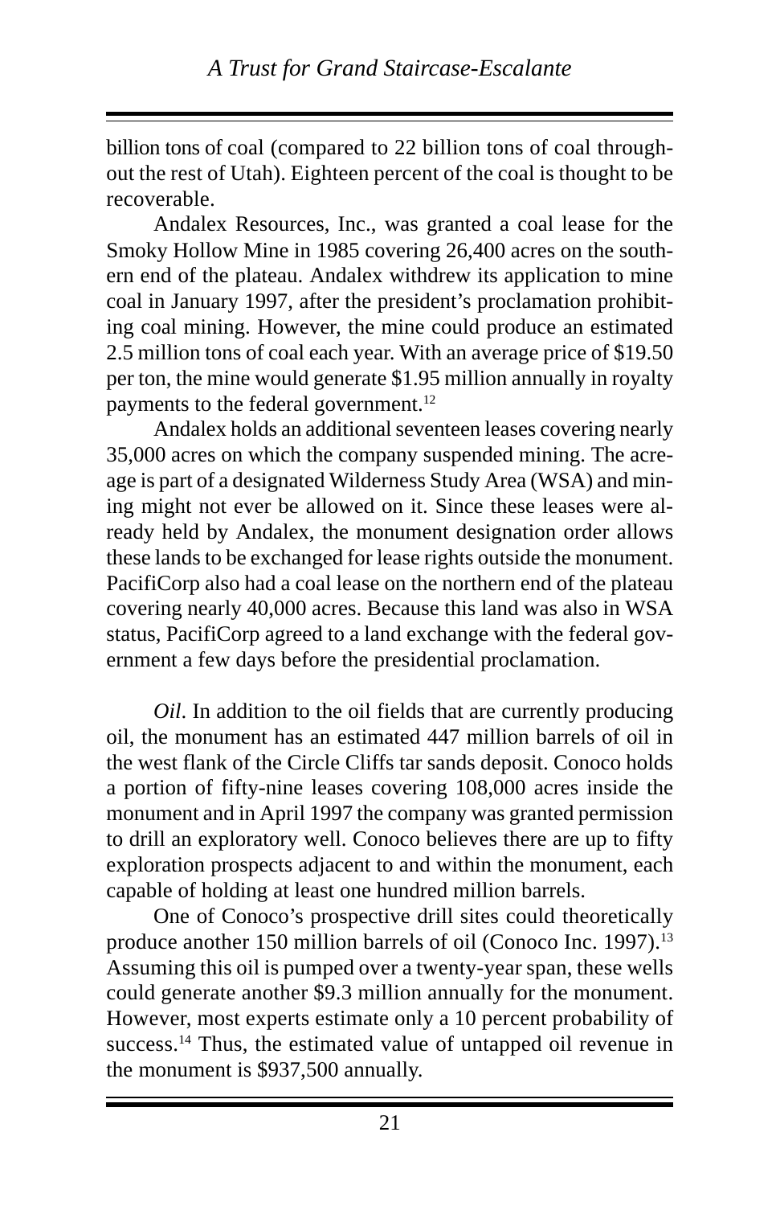billion tons of coal (compared to 22 billion tons of coal throughout the rest of Utah). Eighteen percent of the coal is thought to be recoverable.

Andalex Resources, Inc., was granted a coal lease for the Smoky Hollow Mine in 1985 covering 26,400 acres on the southern end of the plateau. Andalex withdrew its application to mine coal in January 1997, after the president's proclamation prohibiting coal mining. However, the mine could produce an estimated 2.5 million tons of coal each year. With an average price of $19.50 per ton, the mine would generate $1.95 million annually in royalty payments to the federal government.[12]

Andalex holds an additional seventeen leases covering nearly 35,000 acres on which the company suspended mining. The acreage is part of a designated Wilderness Study Area (WSA) and mining might not ever be allowed on it. Since these leases were already held by Andalex, the monument designation order allows these lands to be exchanged for lease rights outside the monument. PacifiCorp also had a coal lease on the northern end of the plateau covering nearly 40,000 acres. Because this land was also in WSA status, PacifiCorp agreed to a land exchange with the federal government a few days before the presidential proclamation.

*Oil*. In addition to the oil fields that are currently producing oil, the monument has an estimated 447 million barrels of oil in the west flank of the Circle Cliffs tar sands deposit. Conoco holds a portion of fifty-nine leases covering 108,000 acres inside the monument and in April 1997 the company was granted permission to drill an exploratory well. Conoco believes there are up to fifty exploration prospects adjacent to and within the monument, each capable of holding at least one hundred million barrels.

One of Conoco's prospective drill sites could theoretically produce another 150 million barrels of oil (Conoco Inc. 1997).[13] Assuming this oil is pumped over a twenty-year span, these wells could generate another $9.3 million annually for the monument. However, most experts estimate only a 10 percent probability of success.[14] Thus, the estimated value of untapped oil revenue in the monument is $937,500 annually.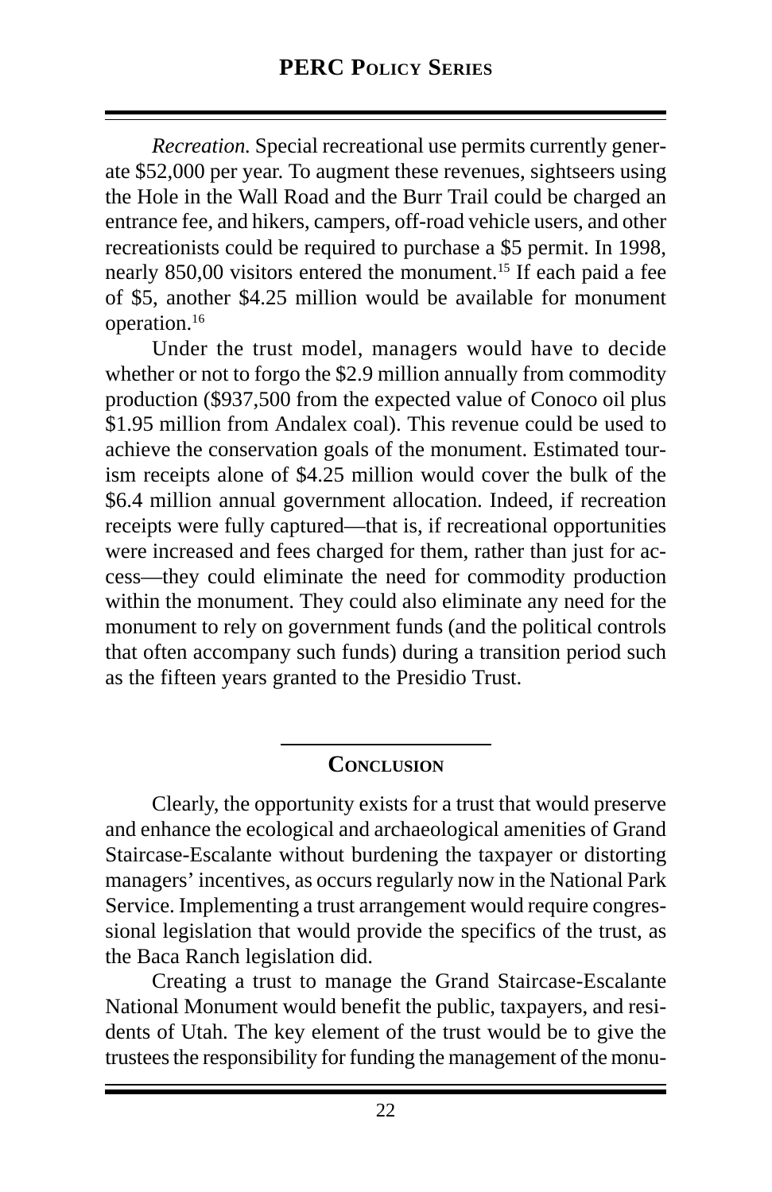*Recreation.* Special recreational use permits currently generate \$52,000 per year. To augment these revenues, sightseers using the Hole in the Wall Road and the Burr Trail could be charged an entrance fee, and hikers, campers, off-road vehicle users, and other recreationists could be required to purchase a \$5 permit. In 1998, nearly 850,00 visitors entered the monument.[15] If each paid a fee of \$5, another \$4.25 million would be available for monument operation.[16]

Under the trust model, managers would have to decide whether or not to forgo the \$2.9 million annually from commodity production (\$937,500 from the expected value of Conoco oil plus \$1.95 million from Andalex coal). This revenue could be used to achieve the conservation goals of the monument. Estimated tourism receipts alone of \$4.25 million would cover the bulk of the \$6.4 million annual government allocation. Indeed, if recreation receipts were fully captured—that is, if recreational opportunities were increased and fees charged for them, rather than just for access—they could eliminate the need for commodity production within the monument. They could also eliminate any need for the monument to rely on government funds (and the political controls that often accompany such funds) during a transition period such as the fifteen years granted to the Presidio Trust.

## Conclusion

Clearly, the opportunity exists for a trust that would preserve and enhance the ecological and archaeological amenities of Grand Staircase-Escalante without burdening the taxpayer or distorting managers' incentives, as occurs regularly now in the National Park Service. Implementing a trust arrangement would require congressional legislation that would provide the specifics of the trust, as the Baca Ranch legislation did.

Creating a trust to manage the Grand Staircase-Escalante National Monument would benefit the public, taxpayers, and residents of Utah. The key element of the trust would be to give the trustees the responsibility for funding the management of the monu-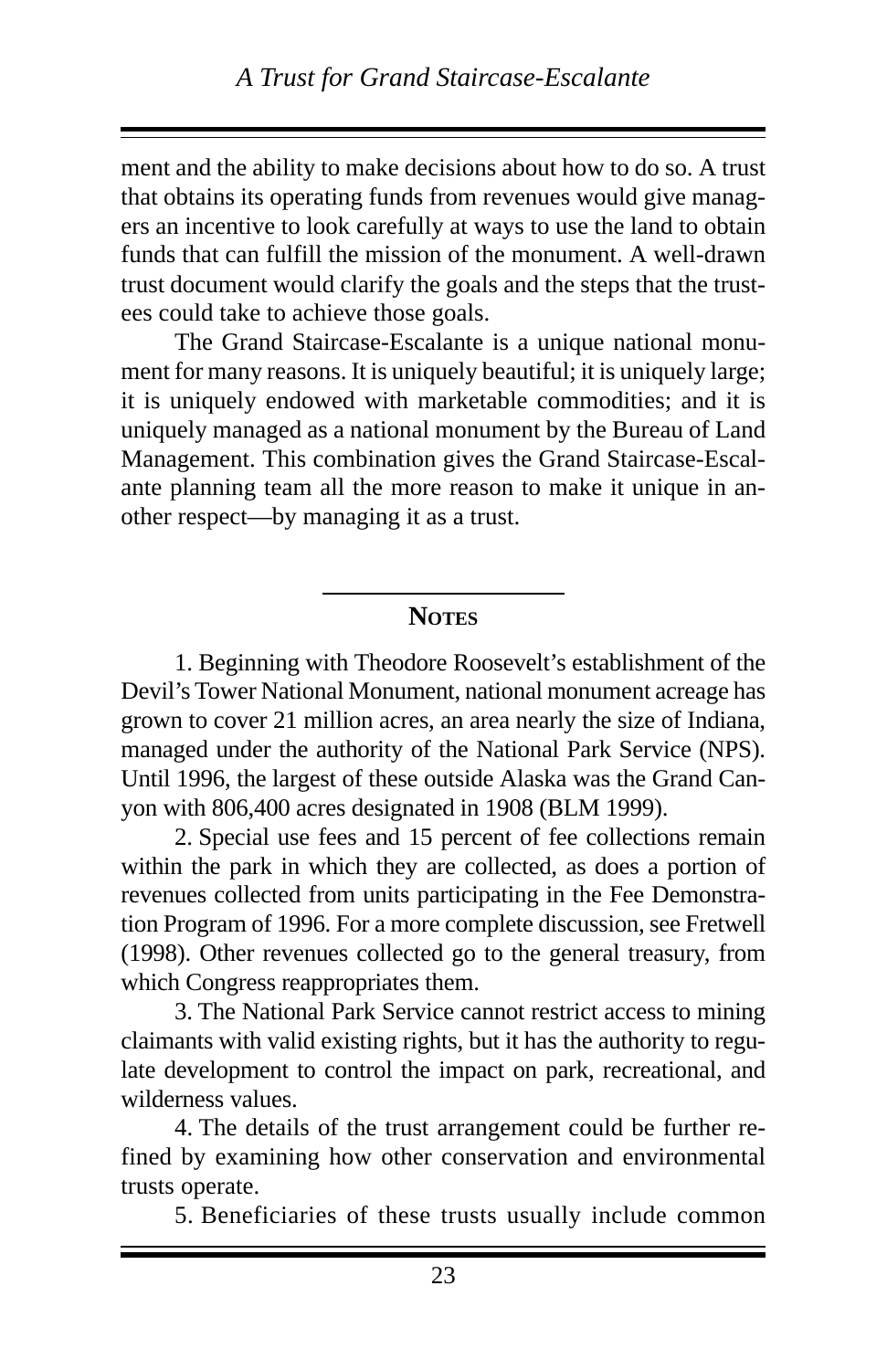ment and the ability to make decisions about how to do so. A trust that obtains its operating funds from revenues would give managers an incentive to look carefully at ways to use the land to obtain funds that can fulfill the mission of the monument. A well-drawn trust document would clarify the goals and the steps that the trustees could take to achieve those goals.

The Grand Staircase-Escalante is a unique national monument for many reasons. It is uniquely beautiful; it is uniquely large; it is uniquely endowed with marketable commodities; and it is uniquely managed as a national monument by the Bureau of Land Management. This combination gives the Grand Staircase-Escalante planning team all the more reason to make it unique in another respect—by managing it as a trust.

## Notes

1. Beginning with Theodore Roosevelt's establishment of the Devil's Tower National Monument, national monument acreage has grown to cover 21 million acres, an area nearly the size of Indiana, managed under the authority of the National Park Service (NPS). Until 1996, the largest of these outside Alaska was the Grand Canyon with 806,400 acres designated in 1908 (BLM 1999).

2. Special use fees and 15 percent of fee collections remain within the park in which they are collected, as does a portion of revenues collected from units participating in the Fee Demonstration Program of 1996. For a more complete discussion, see Fretwell (1998). Other revenues collected go to the general treasury, from which Congress reappropriates them.

3. The National Park Service cannot restrict access to mining claimants with valid existing rights, but it has the authority to regulate development to control the impact on park, recreational, and wilderness values.

4. The details of the trust arrangement could be further refined by examining how other conservation and environmental trusts operate.

5. Beneficiaries of these trusts usually include common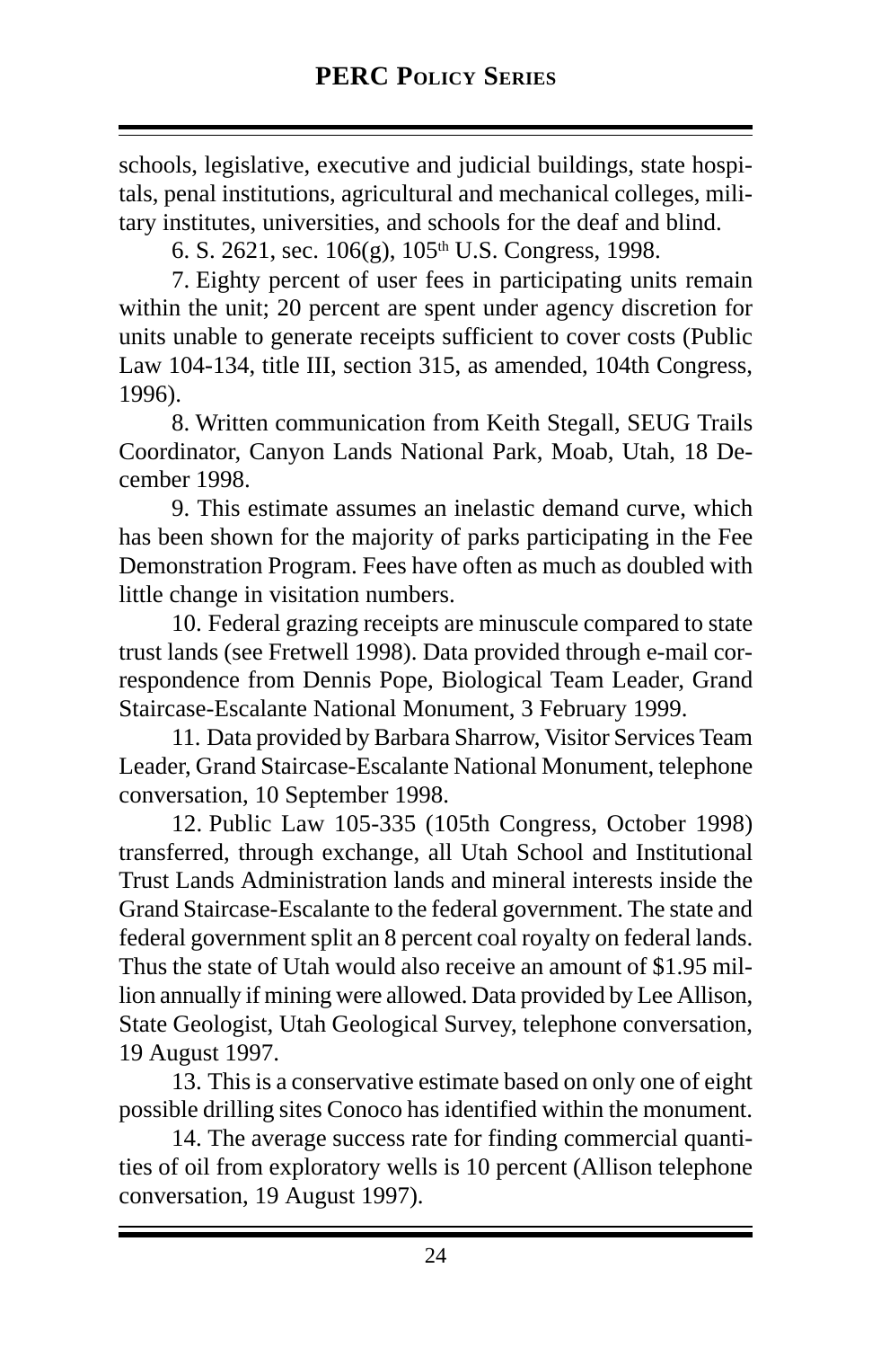schools, legislative, executive and judicial buildings, state hospitals, penal institutions, agricultural and mechanical colleges, military institutes, universities, and schools for the deaf and blind.

6. S. 2621, sec. 106(g), 105th U.S. Congress, 1998.

7. Eighty percent of user fees in participating units remain within the unit; 20 percent are spent under agency discretion for units unable to generate receipts sufficient to cover costs (Public Law 104-134, title III, section 315, as amended, 104th Congress, 1996).

8. Written communication from Keith Stegall, SEUG Trails Coordinator, Canyon Lands National Park, Moab, Utah, 18 December 1998.

9. This estimate assumes an inelastic demand curve, which has been shown for the majority of parks participating in the Fee Demonstration Program. Fees have often as much as doubled with little change in visitation numbers.

10. Federal grazing receipts are minuscule compared to state trust lands (see Fretwell 1998). Data provided through e-mail correspondence from Dennis Pope, Biological Team Leader, Grand Staircase-Escalante National Monument, 3 February 1999.

11. Data provided by Barbara Sharrow, Visitor Services Team Leader, Grand Staircase-Escalante National Monument, telephone conversation, 10 September 1998.

12. Public Law 105-335 (105th Congress, October 1998) transferred, through exchange, all Utah School and Institutional Trust Lands Administration lands and mineral interests inside the Grand Staircase-Escalante to the federal government. The state and federal government split an 8 percent coal royalty on federal lands. Thus the state of Utah would also receive an amount of $1.95 million annually if mining were allowed. Data provided by Lee Allison, State Geologist, Utah Geological Survey, telephone conversation, 19 August 1997.

13. This is a conservative estimate based on only one of eight possible drilling sites Conoco has identified within the monument.

14. The average success rate for finding commercial quantities of oil from exploratory wells is 10 percent (Allison telephone conversation, 19 August 1997).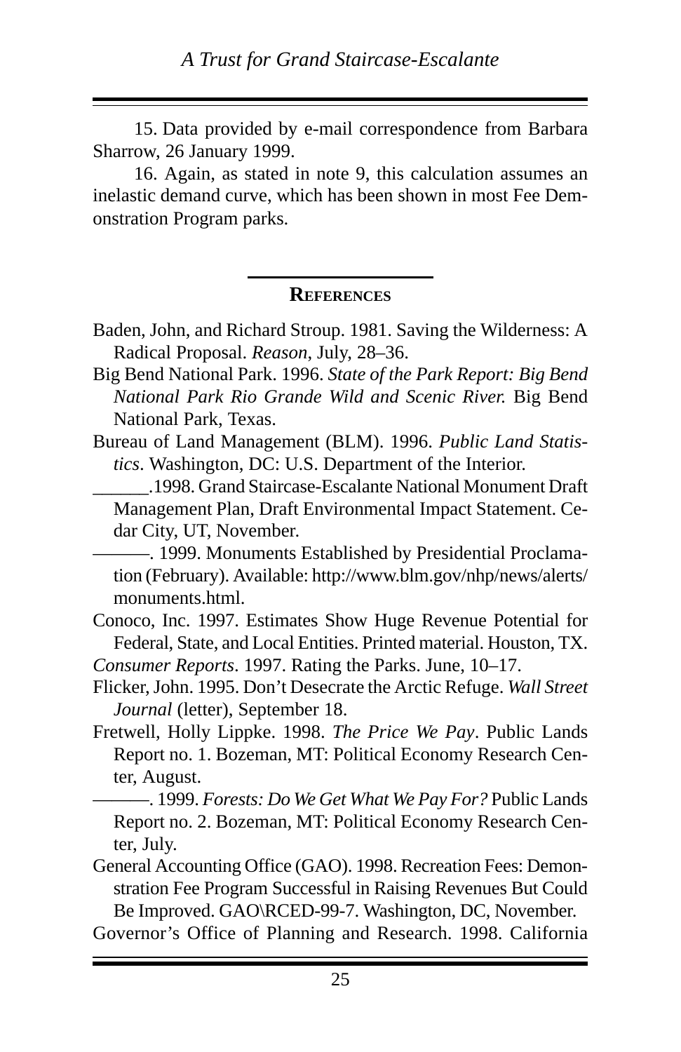15. Data provided by e-mail correspondence from Barbara Sharrow, 26 January 1999.

16. Again, as stated in note 9, this calculation assumes an inelastic demand curve, which has been shown in most Fee Demonstration Program parks.

## References

Baden, John, and Richard Stroup. 1981. Saving the Wilderness: A Radical Proposal. *Reason*, July, 28–36.

Big Bend National Park. 1996. *State of the Park Report: Big Bend National Park Rio Grande Wild and Scenic River.* Big Bend National Park, Texas.

Bureau of Land Management (BLM). 1996. *Public Land Statistics*. Washington, DC: U.S. Department of the Interior.

______.1998. Grand Staircase-Escalante National Monument Draft Management Plan, Draft Environmental Impact Statement. Cedar City, UT, November.

———. 1999. Monuments Established by Presidential Proclamation (February). Available: http://www.blm.gov/nhp/news/alerts/monuments.html.

Conoco, Inc. 1997. Estimates Show Huge Revenue Potential for Federal, State, and Local Entities. Printed material. Houston, TX.

*Consumer Reports*. 1997. Rating the Parks. June, 10–17.

Flicker, John. 1995. Don't Desecrate the Arctic Refuge. *Wall Street Journal* (letter), September 18.

Fretwell, Holly Lippke. 1998. *The Price We Pay*. Public Lands Report no. 1. Bozeman, MT: Political Economy Research Center, August.

———. 1999. *Forests: Do We Get What We Pay For?* Public Lands Report no. 2. Bozeman, MT: Political Economy Research Center, July.

General Accounting Office (GAO). 1998. Recreation Fees: Demonstration Fee Program Successful in Raising Revenues But Could Be Improved. GAO\RCED-99-7. Washington, DC, November.

Governor's Office of Planning and Research. 1998. California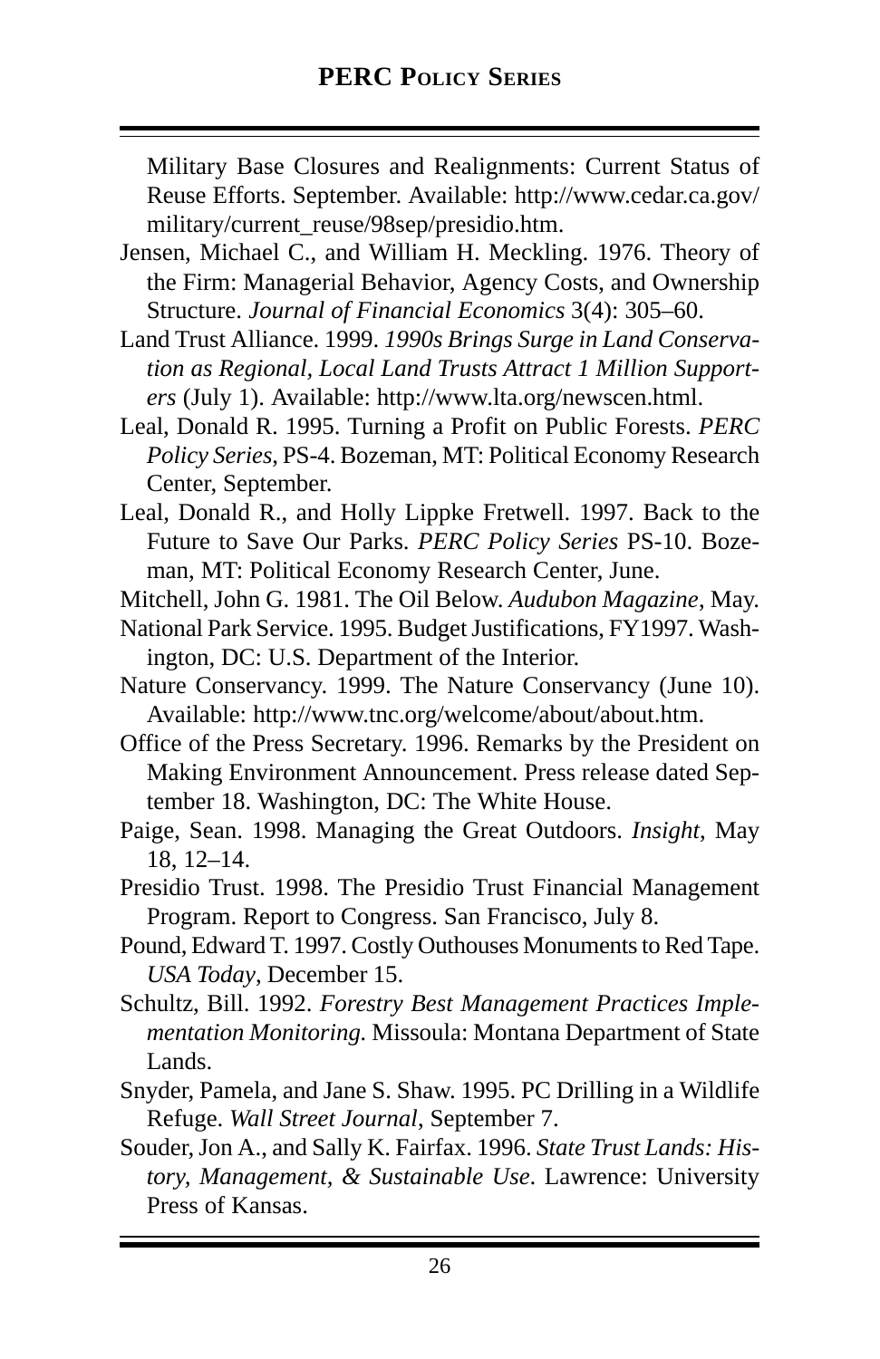Military Base Closures and Realignments: Current Status of Reuse Efforts. September. Available: http://www.cedar.ca.gov/military/current_reuse/98sep/presidio.htm.

Jensen, Michael C., and William H. Meckling. 1976. Theory of the Firm: Managerial Behavior, Agency Costs, and Ownership Structure. *Journal of Financial Economics* 3(4): 305–60.

Land Trust Alliance. 1999. *1990s Brings Surge in Land Conservation as Regional, Local Land Trusts Attract 1 Million Supporters* (July 1). Available: http://www.lta.org/newscen.html.

Leal, Donald R. 1995. Turning a Profit on Public Forests. *PERC Policy Series*, PS-4. Bozeman, MT: Political Economy Research Center, September.

Leal, Donald R., and Holly Lippke Fretwell. 1997. Back to the Future to Save Our Parks. *PERC Policy Series* PS-10. Bozeman, MT: Political Economy Research Center, June.

Mitchell, John G. 1981. The Oil Below. *Audubon Magazine*, May.

National Park Service. 1995. Budget Justifications, FY1997. Washington, DC: U.S. Department of the Interior.

Nature Conservancy. 1999. The Nature Conservancy (June 10). Available: http://www.tnc.org/welcome/about/about.htm.

Office of the Press Secretary. 1996. Remarks by the President on Making Environment Announcement. Press release dated September 18. Washington, DC: The White House.

Paige, Sean. 1998. Managing the Great Outdoors. *Insight*, May 18, 12–14.

Presidio Trust. 1998. The Presidio Trust Financial Management Program. Report to Congress. San Francisco, July 8.

Pound, Edward T. 1997. Costly Outhouses Monuments to Red Tape. *USA Today*, December 15.

Schultz, Bill. 1992. *Forestry Best Management Practices Implementation Monitoring*. Missoula: Montana Department of State Lands.

Snyder, Pamela, and Jane S. Shaw. 1995. PC Drilling in a Wildlife Refuge. *Wall Street Journal*, September 7.

Souder, Jon A., and Sally K. Fairfax. 1996. *State Trust Lands: History, Management, & Sustainable Use*. Lawrence: University Press of Kansas.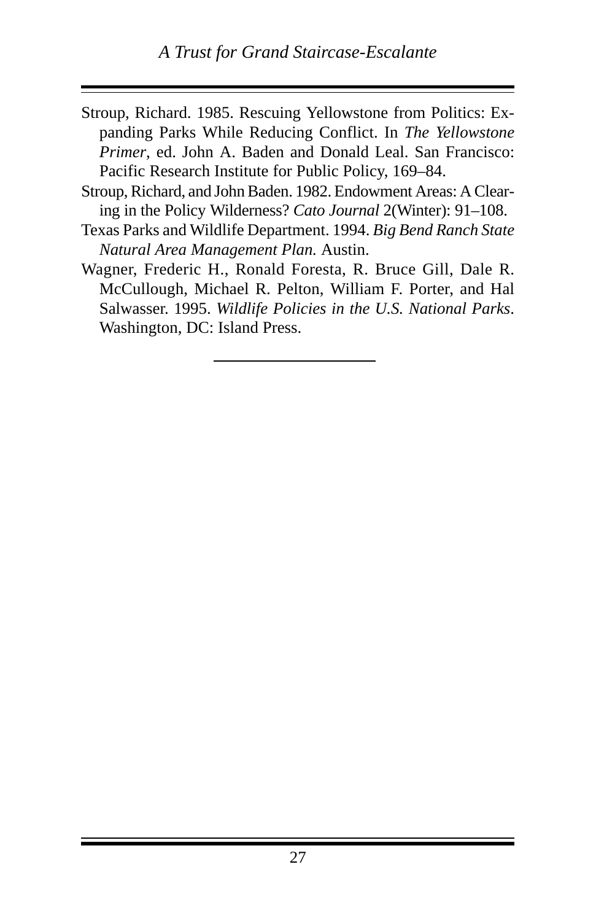Stroup, Richard. 1985. Rescuing Yellowstone from Politics: Expanding Parks While Reducing Conflict. In *The Yellowstone Primer*, ed. John A. Baden and Donald Leal. San Francisco: Pacific Research Institute for Public Policy, 169–84.

Stroup, Richard, and John Baden. 1982. Endowment Areas: A Clearing in the Policy Wilderness? *Cato Journal* 2(Winter): 91–108.

Texas Parks and Wildlife Department. 1994. *Big Bend Ranch State Natural Area Management Plan.* Austin.

Wagner, Frederic H., Ronald Foresta, R. Bruce Gill, Dale R. McCullough, Michael R. Pelton, William F. Porter, and Hal Salwasser. 1995. *Wildlife Policies in the U.S. National Parks*. Washington, DC: Island Press.